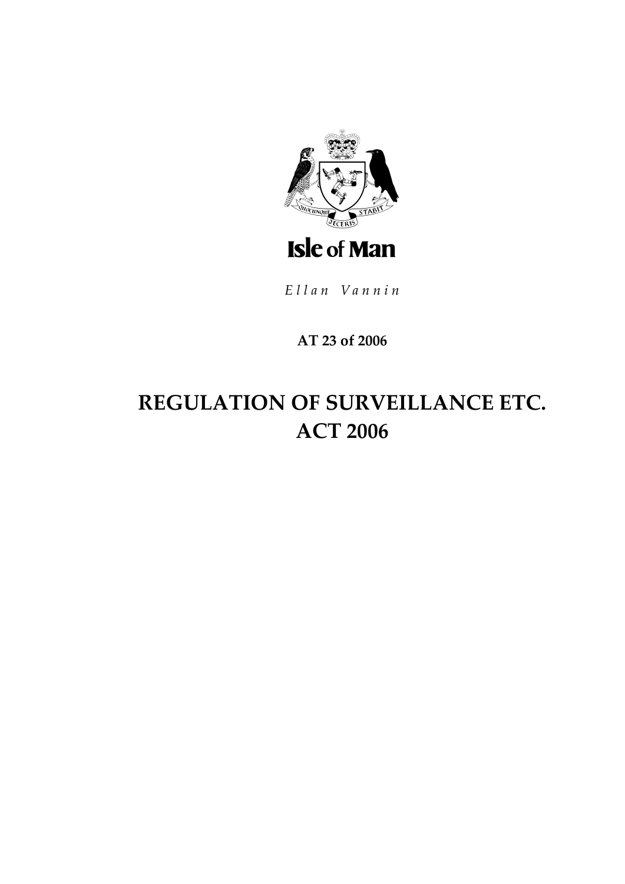Isle of Man

*Ellan Vannin*

**AT 23 of 2006**

# REGULATION OF SURVEILLANCE ETC. ACT 2006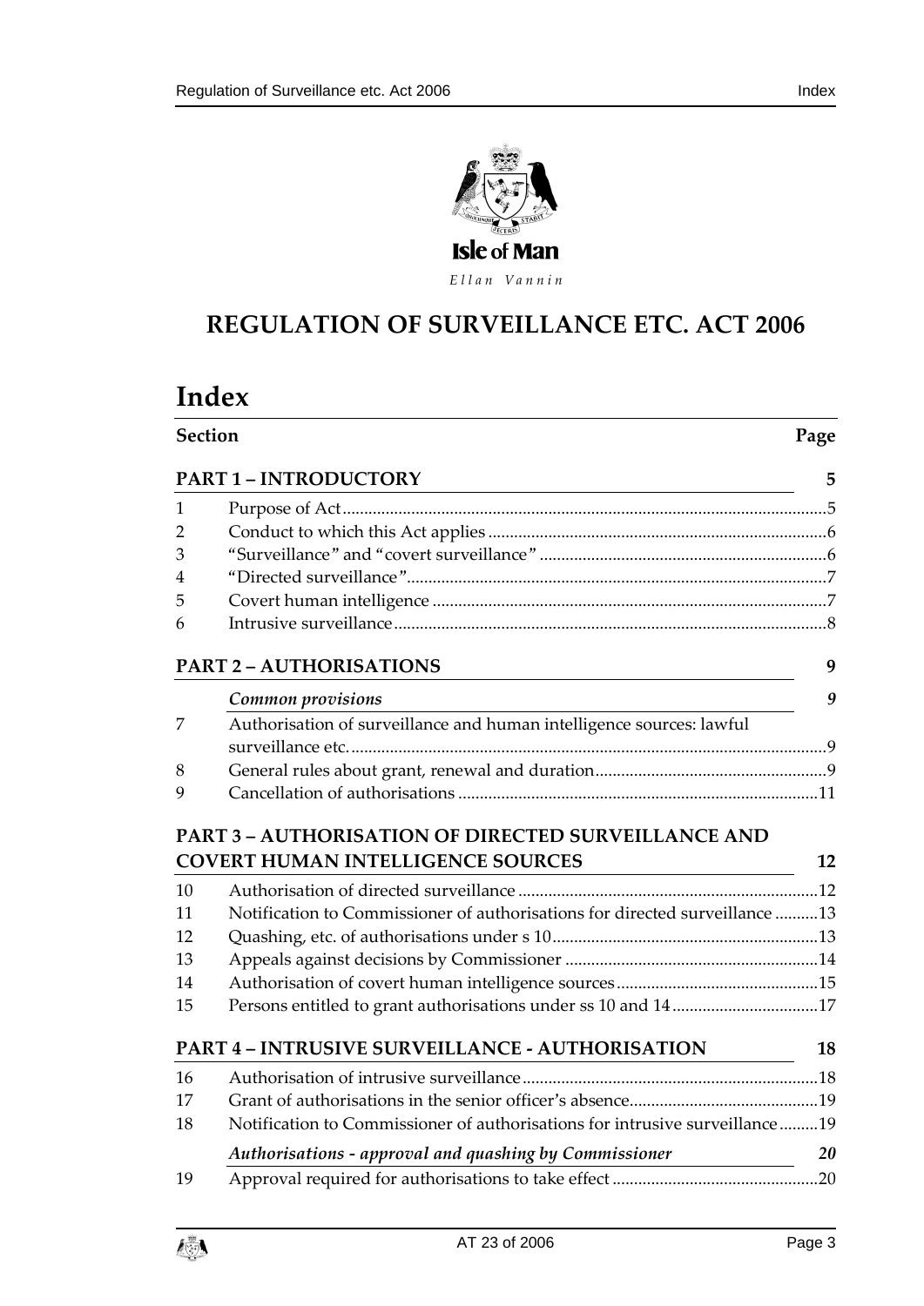Isle of Man

*Ellan Vannin*

# REGULATION OF SURVEILLANCE ETC. ACT 2006

# Index

| Section | | Page |
|---|---|---|
| **PART 1 – INTRODUCTORY** | | **5** |
| 1 | Purpose of Act | 5 |
| 2 | Conduct to which this Act applies | 6 |
| 3 | "Surveillance" and "covert surveillance" | 6 |
| 4 | "Directed surveillance" | 7 |
| 5 | Covert human intelligence | 7 |
| 6 | Intrusive surveillance | 8 |
| **PART 2 – AUTHORISATIONS** | | **9** |
| | ***Common provisions*** | ***9*** |
| 7 | Authorisation of surveillance and human intelligence sources: lawful surveillance etc. | 9 |
| 8 | General rules about grant, renewal and duration | 9 |
| 9 | Cancellation of authorisations | 11 |
| **PART 3 – AUTHORISATION OF DIRECTED SURVEILLANCE AND COVERT HUMAN INTELLIGENCE SOURCES** | | **12** |
| 10 | Authorisation of directed surveillance | 12 |
| 11 | Notification to Commissioner of authorisations for directed surveillance | 13 |
| 12 | Quashing, etc. of authorisations under s 10 | 13 |
| 13 | Appeals against decisions by Commissioner | 14 |
| 14 | Authorisation of covert human intelligence sources | 15 |
| 15 | Persons entitled to grant authorisations under ss 10 and 14 | 17 |
| **PART 4 – INTRUSIVE SURVEILLANCE - AUTHORISATION** | | **18** |
| 16 | Authorisation of intrusive surveillance | 18 |
| 17 | Grant of authorisations in the senior officer's absence | 19 |
| 18 | Notification to Commissioner of authorisations for intrusive surveillance | 19 |
| | ***Authorisations - approval and quashing by Commissioner*** | ***20*** |
| 19 | Approval required for authorisations to take effect | 20 |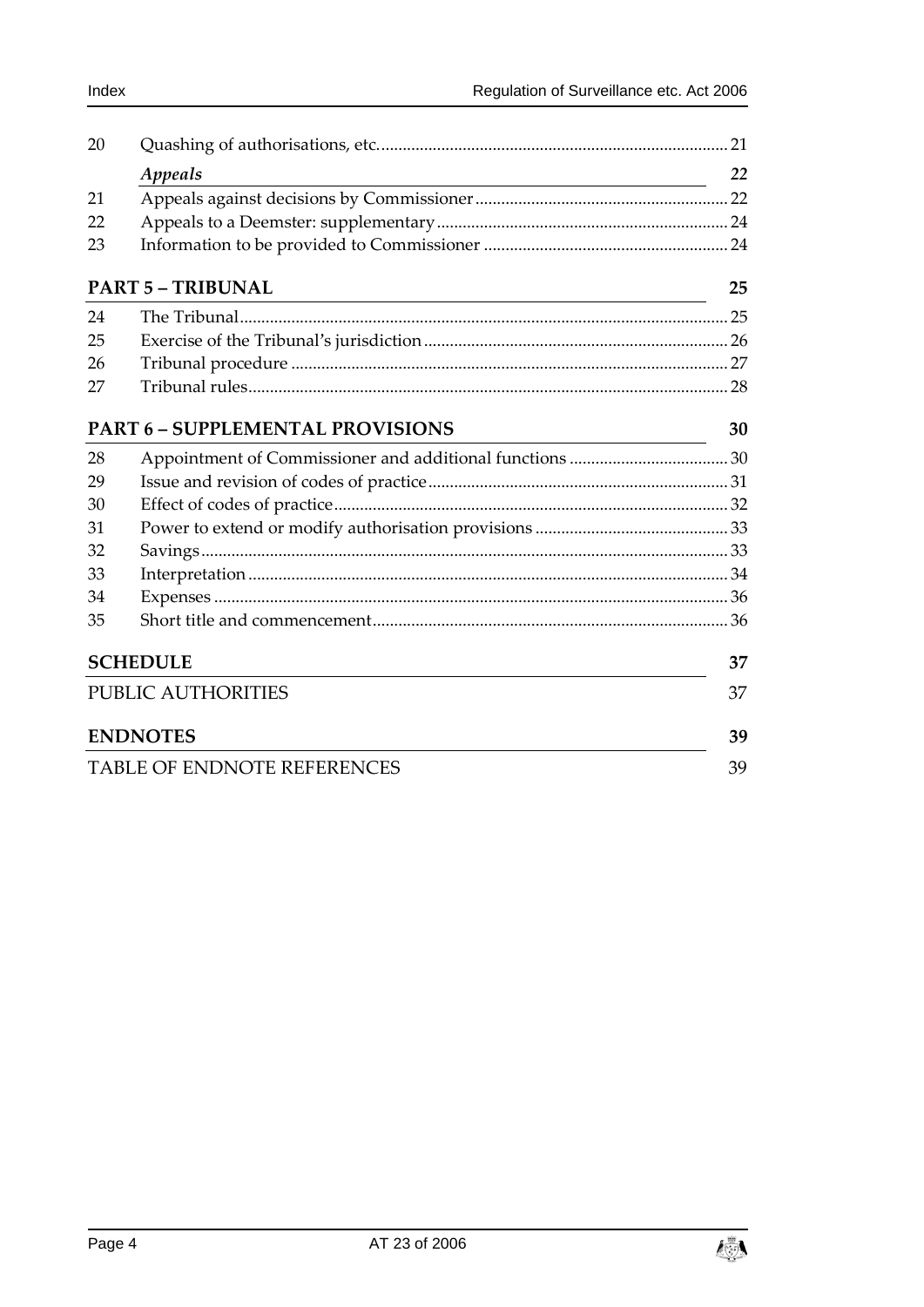| | | |
|---|---|---|
| 20 | Quashing of authorisations, etc. | 21 |
| | *Appeals* | *22* |
| 21 | Appeals against decisions by Commissioner | 22 |
| 22 | Appeals to a Deemster: supplementary | 24 |
| 23 | Information to be provided to Commissioner | 24 |

**PART 5 – TRIBUNAL** 25

| | | |
|---|---|---|
| 24 | The Tribunal | 25 |
| 25 | Exercise of the Tribunal's jurisdiction | 26 |
| 26 | Tribunal procedure | 27 |
| 27 | Tribunal rules | 28 |

**PART 6 – SUPPLEMENTAL PROVISIONS** 30

| | | |
|---|---|---|
| 28 | Appointment of Commissioner and additional functions | 30 |
| 29 | Issue and revision of codes of practice | 31 |
| 30 | Effect of codes of practice | 32 |
| 31 | Power to extend or modify authorisation provisions | 33 |
| 32 | Savings | 33 |
| 33 | Interpretation | 34 |
| 34 | Expenses | 36 |
| 35 | Short title and commencement | 36 |

**SCHEDULE** 37

PUBLIC AUTHORITIES 37

**ENDNOTES** 39

TABLE OF ENDNOTE REFERENCES 39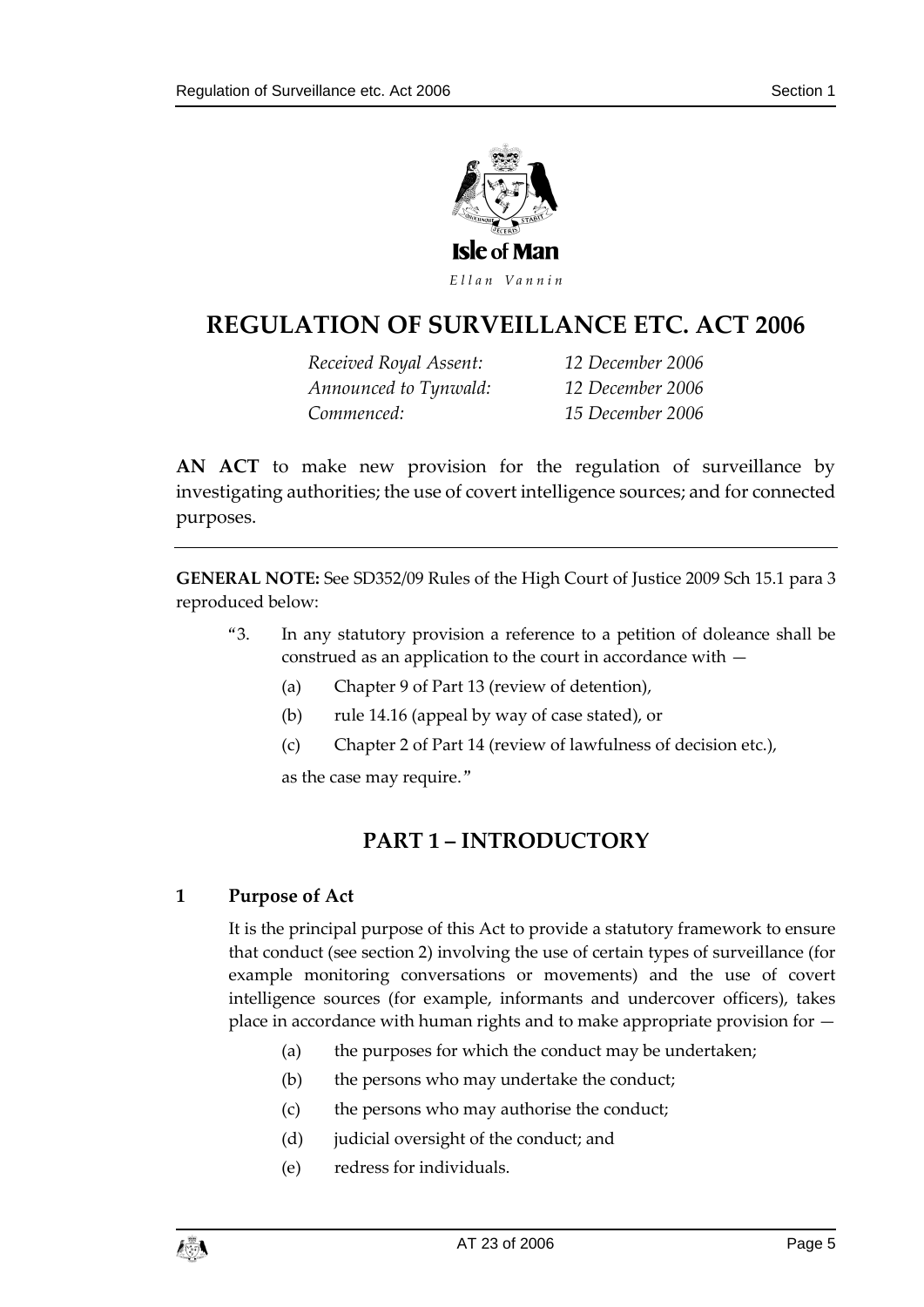Isle of Man

*Ellan Vannin*

# REGULATION OF SURVEILLANCE ETC. ACT 2006

*Received Royal Assent:* *12 December 2006*
*Announced to Tynwald:* *12 December 2006*
*Commenced:* *15 December 2006*

**AN ACT** to make new provision for the regulation of surveillance by investigating authorities; the use of covert intelligence sources; and for connected purposes.

---

**GENERAL NOTE:** See SD352/09 Rules of the High Court of Justice 2009 Sch 15.1 para 3 reproduced below:

> "3. In any statutory provision a reference to a petition of doleance shall be construed as an application to the court in accordance with —
>
> (a) Chapter 9 of Part 13 (review of detention),
>
> (b) rule 14.16 (appeal by way of case stated), or
>
> (c) Chapter 2 of Part 14 (review of lawfulness of decision etc.),
>
> as the case may require."

## PART 1 – INTRODUCTORY

### 1 Purpose of Act

It is the principal purpose of this Act to provide a statutory framework to ensure that conduct (see section 2) involving the use of certain types of surveillance (for example monitoring conversations or movements) and the use of covert intelligence sources (for example, informants and undercover officers), takes place in accordance with human rights and to make appropriate provision for —

(a) the purposes for which the conduct may be undertaken;

(b) the persons who may undertake the conduct;

(c) the persons who may authorise the conduct;

(d) judicial oversight of the conduct; and

(e) redress for individuals.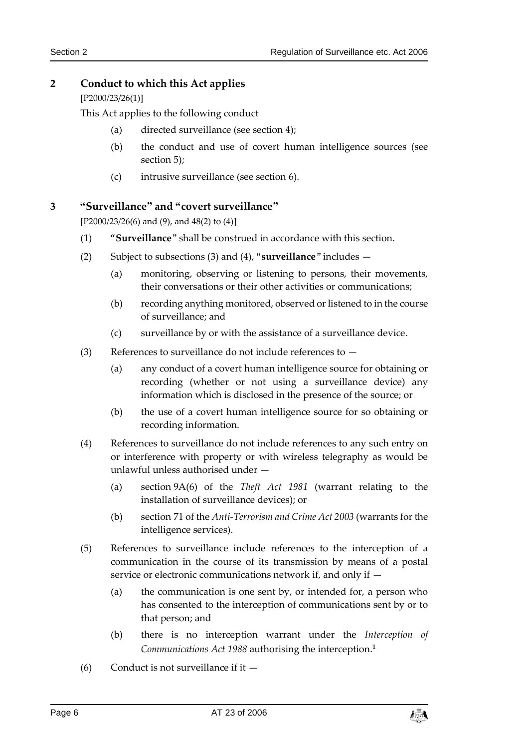## 2 Conduct to which this Act applies

[P2000/23/26(1)]

This Act applies to the following conduct

(a) directed surveillance (see section 4);

(b) the conduct and use of covert human intelligence sources (see section 5);

(c) intrusive surveillance (see section 6).

## 3 "Surveillance" and "covert surveillance"

[P2000/23/26(6) and (9), and 48(2) to (4)]

(1) "**Surveillance**" shall be construed in accordance with this section.

(2) Subject to subsections (3) and (4), "**surveillance**" includes —

(a) monitoring, observing or listening to persons, their movements, their conversations or their other activities or communications;

(b) recording anything monitored, observed or listened to in the course of surveillance; and

(c) surveillance by or with the assistance of a surveillance device.

(3) References to surveillance do not include references to —

(a) any conduct of a covert human intelligence source for obtaining or recording (whether or not using a surveillance device) any information which is disclosed in the presence of the source; or

(b) the use of a covert human intelligence source for so obtaining or recording information.

(4) References to surveillance do not include references to any such entry on or interference with property or with wireless telegraphy as would be unlawful unless authorised under —

(a) section 9A(6) of the *Theft Act 1981* (warrant relating to the installation of surveillance devices); or

(b) section 71 of the *Anti-Terrorism and Crime Act 2003* (warrants for the intelligence services).

(5) References to surveillance include references to the interception of a communication in the course of its transmission by means of a postal service or electronic communications network if, and only if —

(a) the communication is one sent by, or intended for, a person who has consented to the interception of communications sent by or to that person; and

(b) there is no interception warrant under the *Interception of Communications Act 1988* authorising the interception.[1]

(6) Conduct is not surveillance if it —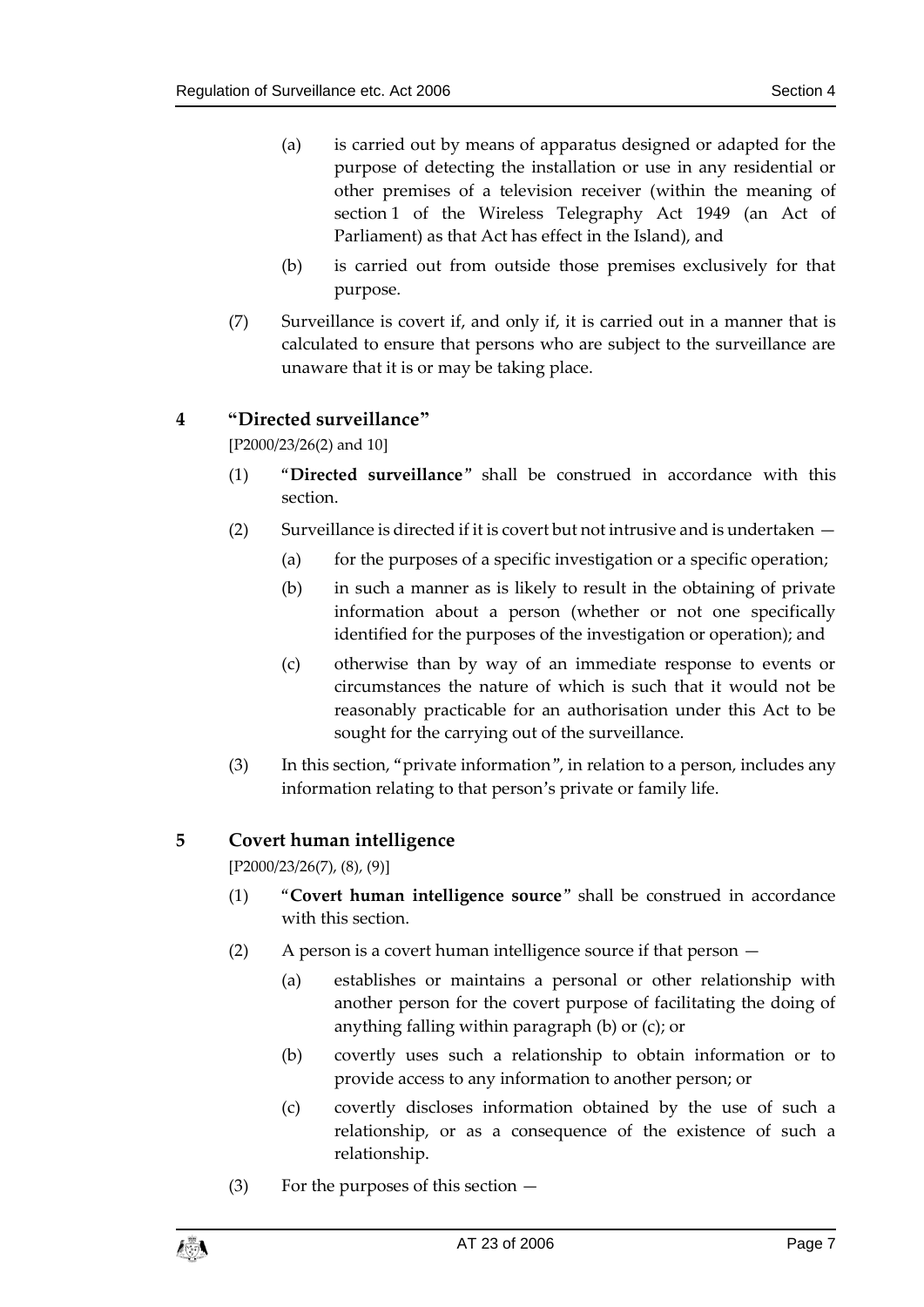(a) is carried out by means of apparatus designed or adapted for the purpose of detecting the installation or use in any residential or other premises of a television receiver (within the meaning of section 1 of the Wireless Telegraphy Act 1949 (an Act of Parliament) as that Act has effect in the Island), and

(b) is carried out from outside those premises exclusively for that purpose.

(7) Surveillance is covert if, and only if, it is carried out in a manner that is calculated to ensure that persons who are subject to the surveillance are unaware that it is or may be taking place.

## 4 "Directed surveillance"

[P2000/23/26(2) and 10]

(1) "**Directed surveillance**" shall be construed in accordance with this section.

(2) Surveillance is directed if it is covert but not intrusive and is undertaken —

(a) for the purposes of a specific investigation or a specific operation;

(b) in such a manner as is likely to result in the obtaining of private information about a person (whether or not one specifically identified for the purposes of the investigation or operation); and

(c) otherwise than by way of an immediate response to events or circumstances the nature of which is such that it would not be reasonably practicable for an authorisation under this Act to be sought for the carrying out of the surveillance.

(3) In this section, "private information", in relation to a person, includes any information relating to that person's private or family life.

## 5 Covert human intelligence

[P2000/23/26(7), (8), (9)]

(1) "**Covert human intelligence source**" shall be construed in accordance with this section.

(2) A person is a covert human intelligence source if that person —

(a) establishes or maintains a personal or other relationship with another person for the covert purpose of facilitating the doing of anything falling within paragraph (b) or (c); or

(b) covertly uses such a relationship to obtain information or to provide access to any information to another person; or

(c) covertly discloses information obtained by the use of such a relationship, or as a consequence of the existence of such a relationship.

(3) For the purposes of this section —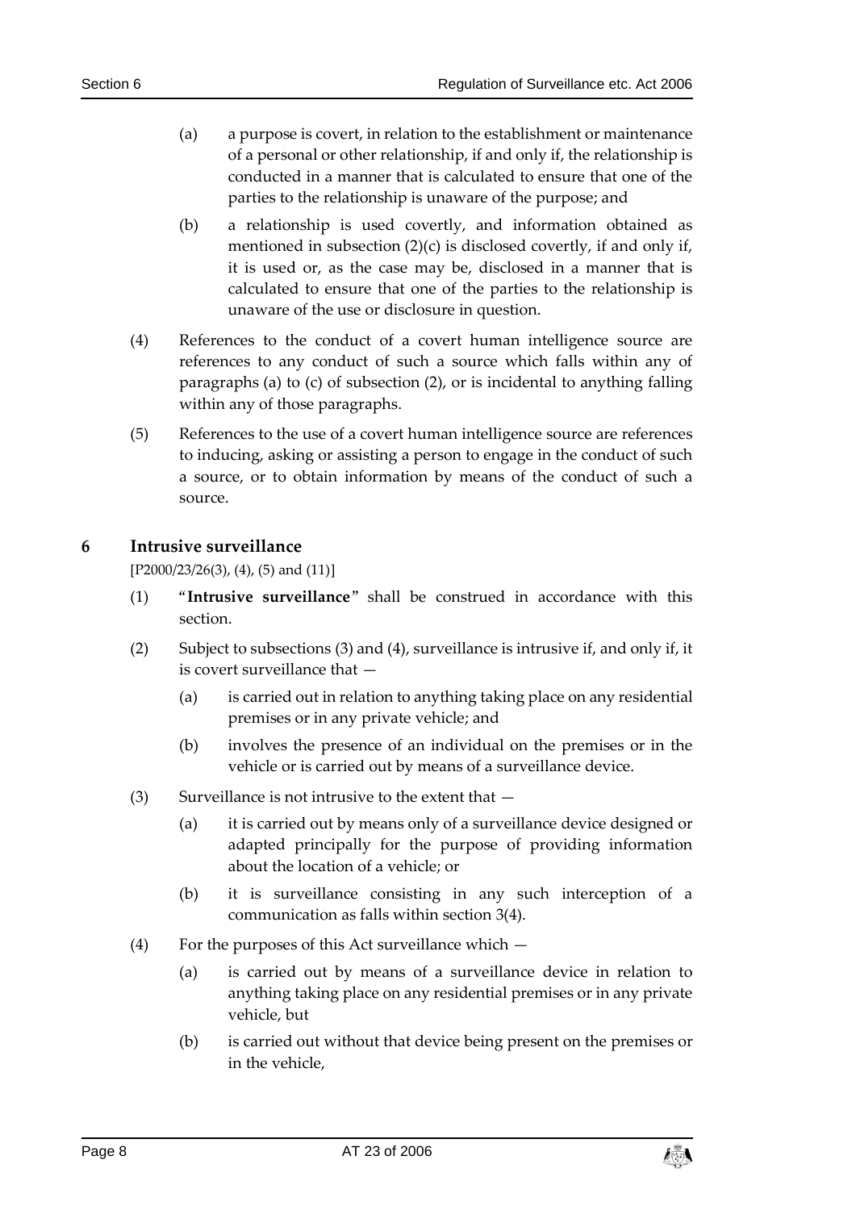(a) a purpose is covert, in relation to the establishment or maintenance of a personal or other relationship, if and only if, the relationship is conducted in a manner that is calculated to ensure that one of the parties to the relationship is unaware of the purpose; and

(b) a relationship is used covertly, and information obtained as mentioned in subsection (2)(c) is disclosed covertly, if and only if, it is used or, as the case may be, disclosed in a manner that is calculated to ensure that one of the parties to the relationship is unaware of the use or disclosure in question.

(4) References to the conduct of a covert human intelligence source are references to any conduct of such a source which falls within any of paragraphs (a) to (c) of subsection (2), or is incidental to anything falling within any of those paragraphs.

(5) References to the use of a covert human intelligence source are references to inducing, asking or assisting a person to engage in the conduct of such a source, or to obtain information by means of the conduct of such a source.

## 6 Intrusive surveillance

[P2000/23/26(3), (4), (5) and (11)]

(1) "**Intrusive surveillance**" shall be construed in accordance with this section.

(2) Subject to subsections (3) and (4), surveillance is intrusive if, and only if, it is covert surveillance that —

(a) is carried out in relation to anything taking place on any residential premises or in any private vehicle; and

(b) involves the presence of an individual on the premises or in the vehicle or is carried out by means of a surveillance device.

(3) Surveillance is not intrusive to the extent that —

(a) it is carried out by means only of a surveillance device designed or adapted principally for the purpose of providing information about the location of a vehicle; or

(b) it is surveillance consisting in any such interception of a communication as falls within section 3(4).

(4) For the purposes of this Act surveillance which —

(a) is carried out by means of a surveillance device in relation to anything taking place on any residential premises or in any private vehicle, but

(b) is carried out without that device being present on the premises or in the vehicle,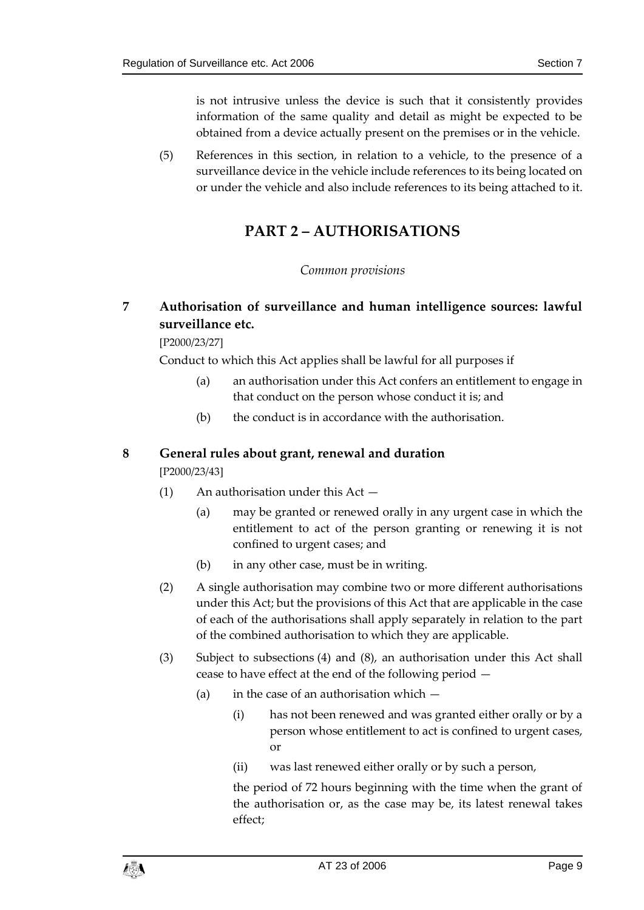is not intrusive unless the device is such that it consistently provides information of the same quality and detail as might be expected to be obtained from a device actually present on the premises or in the vehicle.

(5) References in this section, in relation to a vehicle, to the presence of a surveillance device in the vehicle include references to its being located on or under the vehicle and also include references to its being attached to it.

# PART 2 – AUTHORISATIONS

*Common provisions*

## 7 Authorisation of surveillance and human intelligence sources: lawful surveillance etc.

[P2000/23/27]

Conduct to which this Act applies shall be lawful for all purposes if

(a) an authorisation under this Act confers an entitlement to engage in that conduct on the person whose conduct it is; and

(b) the conduct is in accordance with the authorisation.

## 8 General rules about grant, renewal and duration

[P2000/23/43]

(1) An authorisation under this Act —

(a) may be granted or renewed orally in any urgent case in which the entitlement to act of the person granting or renewing it is not confined to urgent cases; and

(b) in any other case, must be in writing.

(2) A single authorisation may combine two or more different authorisations under this Act; but the provisions of this Act that are applicable in the case of each of the authorisations shall apply separately in relation to the part of the combined authorisation to which they are applicable.

(3) Subject to subsections (4) and (8), an authorisation under this Act shall cease to have effect at the end of the following period —

(a) in the case of an authorisation which —

(i) has not been renewed and was granted either orally or by a person whose entitlement to act is confined to urgent cases, or

(ii) was last renewed either orally or by such a person,

the period of 72 hours beginning with the time when the grant of the authorisation or, as the case may be, its latest renewal takes effect;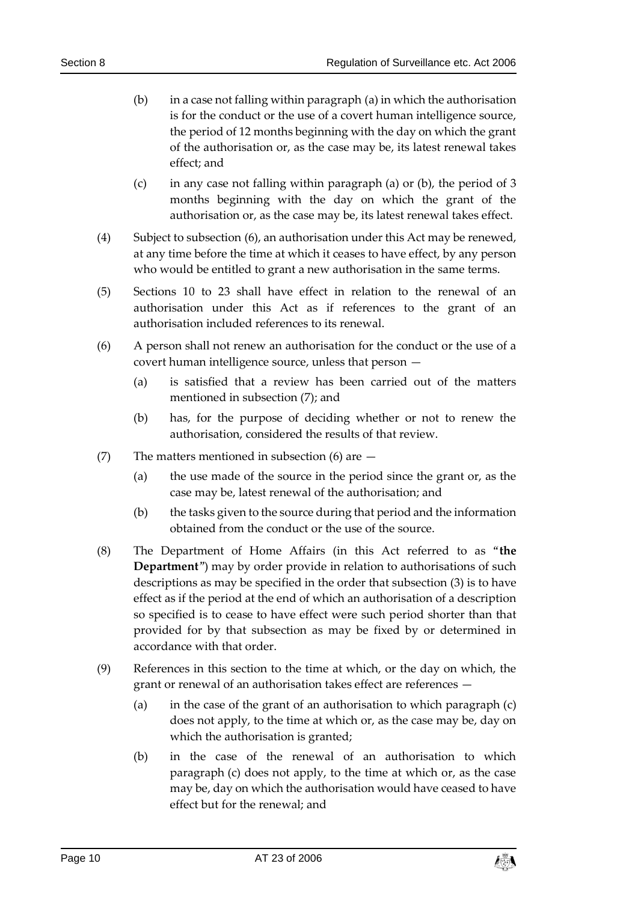(b) in a case not falling within paragraph (a) in which the authorisation is for the conduct or the use of a covert human intelligence source, the period of 12 months beginning with the day on which the grant of the authorisation or, as the case may be, its latest renewal takes effect; and

(c) in any case not falling within paragraph (a) or (b), the period of 3 months beginning with the day on which the grant of the authorisation or, as the case may be, its latest renewal takes effect.

(4) Subject to subsection (6), an authorisation under this Act may be renewed, at any time before the time at which it ceases to have effect, by any person who would be entitled to grant a new authorisation in the same terms.

(5) Sections 10 to 23 shall have effect in relation to the renewal of an authorisation under this Act as if references to the grant of an authorisation included references to its renewal.

(6) A person shall not renew an authorisation for the conduct or the use of a covert human intelligence source, unless that person —

(a) is satisfied that a review has been carried out of the matters mentioned in subsection (7); and

(b) has, for the purpose of deciding whether or not to renew the authorisation, considered the results of that review.

(7) The matters mentioned in subsection (6) are —

(a) the use made of the source in the period since the grant or, as the case may be, latest renewal of the authorisation; and

(b) the tasks given to the source during that period and the information obtained from the conduct or the use of the source.

(8) The Department of Home Affairs (in this Act referred to as "**the Department**") may by order provide in relation to authorisations of such descriptions as may be specified in the order that subsection (3) is to have effect as if the period at the end of which an authorisation of a description so specified is to cease to have effect were such period shorter than that provided for by that subsection as may be fixed by or determined in accordance with that order.

(9) References in this section to the time at which, or the day on which, the grant or renewal of an authorisation takes effect are references —

(a) in the case of the grant of an authorisation to which paragraph (c) does not apply, to the time at which or, as the case may be, day on which the authorisation is granted;

(b) in the case of the renewal of an authorisation to which paragraph (c) does not apply, to the time at which or, as the case may be, day on which the authorisation would have ceased to have effect but for the renewal; and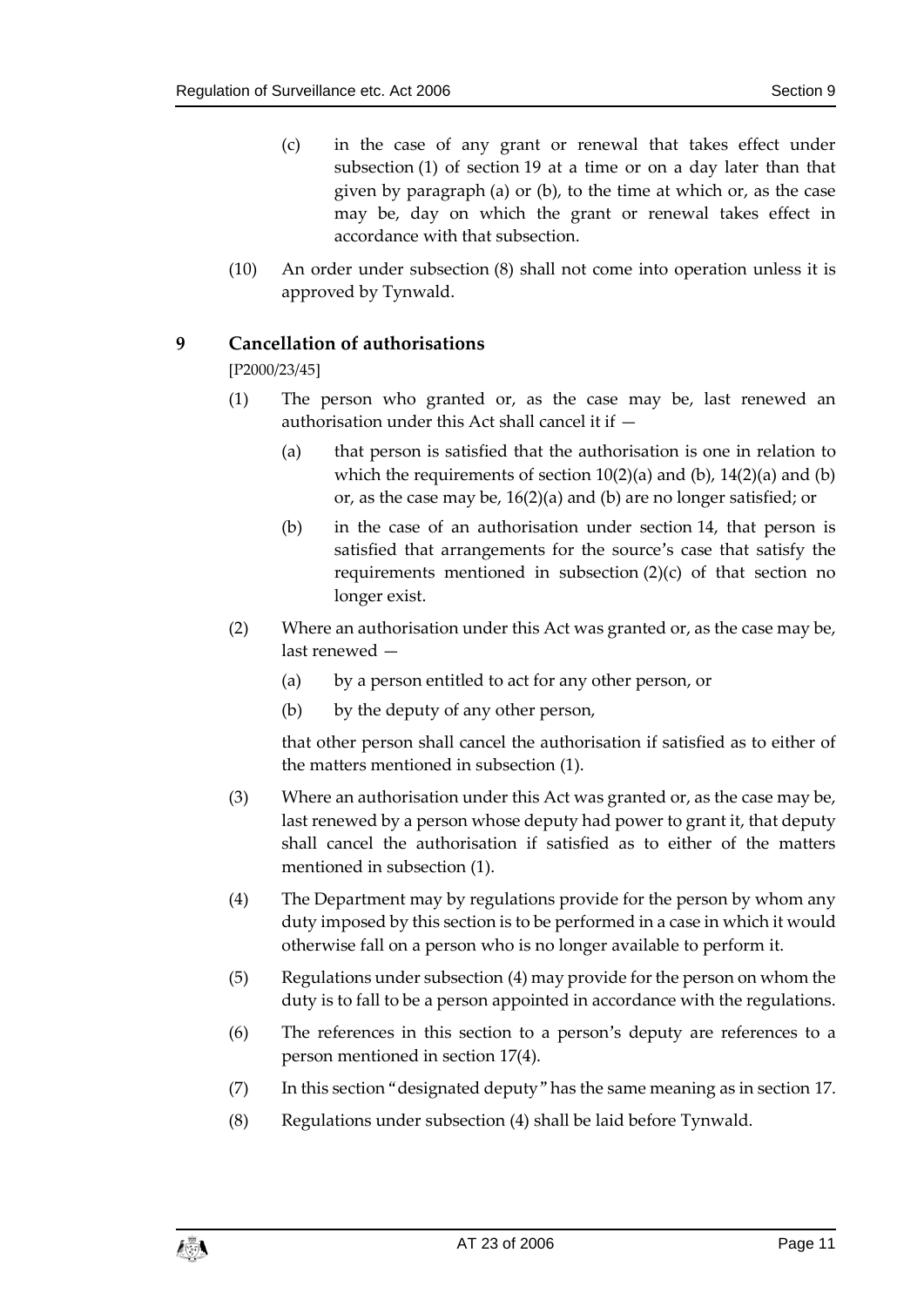(c) in the case of any grant or renewal that takes effect under subsection (1) of section 19 at a time or on a day later than that given by paragraph (a) or (b), to the time at which or, as the case may be, day on which the grant or renewal takes effect in accordance with that subsection.

(10) An order under subsection (8) shall not come into operation unless it is approved by Tynwald.

## 9 Cancellation of authorisations

[P2000/23/45]

(1) The person who granted or, as the case may be, last renewed an authorisation under this Act shall cancel it if —

(a) that person is satisfied that the authorisation is one in relation to which the requirements of section 10(2)(a) and (b), 14(2)(a) and (b) or, as the case may be, 16(2)(a) and (b) are no longer satisfied; or

(b) in the case of an authorisation under section 14, that person is satisfied that arrangements for the source's case that satisfy the requirements mentioned in subsection (2)(c) of that section no longer exist.

(2) Where an authorisation under this Act was granted or, as the case may be, last renewed —

(a) by a person entitled to act for any other person, or

(b) by the deputy of any other person,

that other person shall cancel the authorisation if satisfied as to either of the matters mentioned in subsection (1).

(3) Where an authorisation under this Act was granted or, as the case may be, last renewed by a person whose deputy had power to grant it, that deputy shall cancel the authorisation if satisfied as to either of the matters mentioned in subsection (1).

(4) The Department may by regulations provide for the person by whom any duty imposed by this section is to be performed in a case in which it would otherwise fall on a person who is no longer available to perform it.

(5) Regulations under subsection (4) may provide for the person on whom the duty is to fall to be a person appointed in accordance with the regulations.

(6) The references in this section to a person's deputy are references to a person mentioned in section 17(4).

(7) In this section "designated deputy" has the same meaning as in section 17.

(8) Regulations under subsection (4) shall be laid before Tynwald.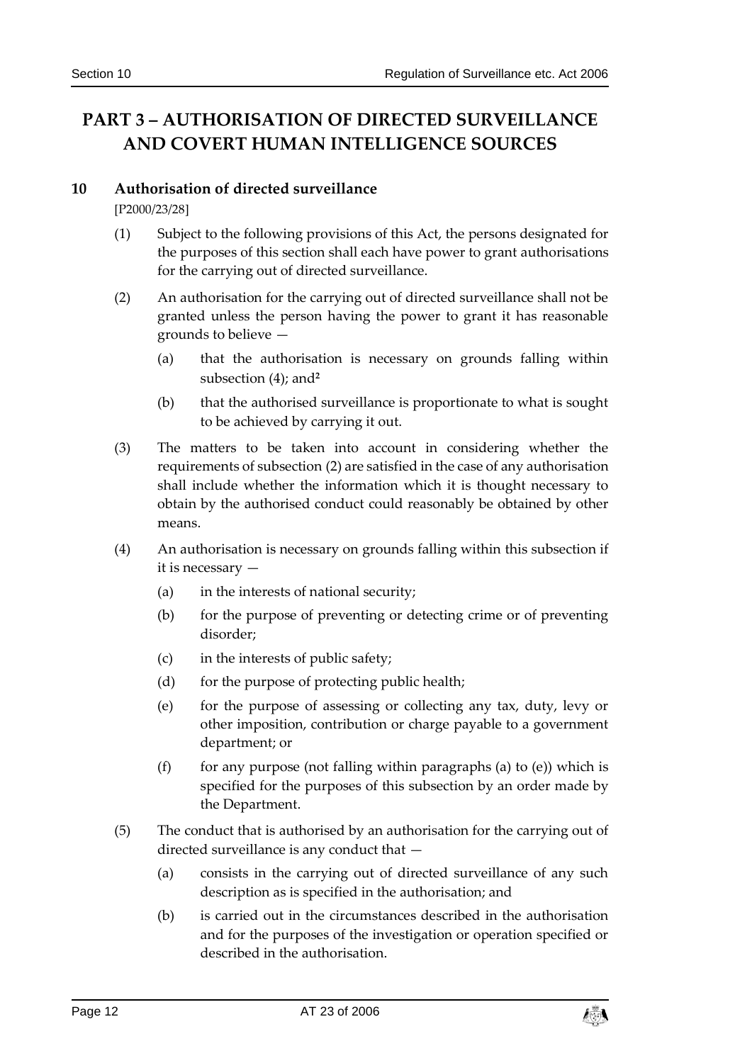# PART 3 – AUTHORISATION OF DIRECTED SURVEILLANCE AND COVERT HUMAN INTELLIGENCE SOURCES

## 10 Authorisation of directed surveillance

[P2000/23/28]

(1) Subject to the following provisions of this Act, the persons designated for the purposes of this section shall each have power to grant authorisations for the carrying out of directed surveillance.

(2) An authorisation for the carrying out of directed surveillance shall not be granted unless the person having the power to grant it has reasonable grounds to believe —

(a) that the authorisation is necessary on grounds falling within subsection (4); and[2]

(b) that the authorised surveillance is proportionate to what is sought to be achieved by carrying it out.

(3) The matters to be taken into account in considering whether the requirements of subsection (2) are satisfied in the case of any authorisation shall include whether the information which it is thought necessary to obtain by the authorised conduct could reasonably be obtained by other means.

(4) An authorisation is necessary on grounds falling within this subsection if it is necessary —

(a) in the interests of national security;

(b) for the purpose of preventing or detecting crime or of preventing disorder;

(c) in the interests of public safety;

(d) for the purpose of protecting public health;

(e) for the purpose of assessing or collecting any tax, duty, levy or other imposition, contribution or charge payable to a government department; or

(f) for any purpose (not falling within paragraphs (a) to (e)) which is specified for the purposes of this subsection by an order made by the Department.

(5) The conduct that is authorised by an authorisation for the carrying out of directed surveillance is any conduct that —

(a) consists in the carrying out of directed surveillance of any such description as is specified in the authorisation; and

(b) is carried out in the circumstances described in the authorisation and for the purposes of the investigation or operation specified or described in the authorisation.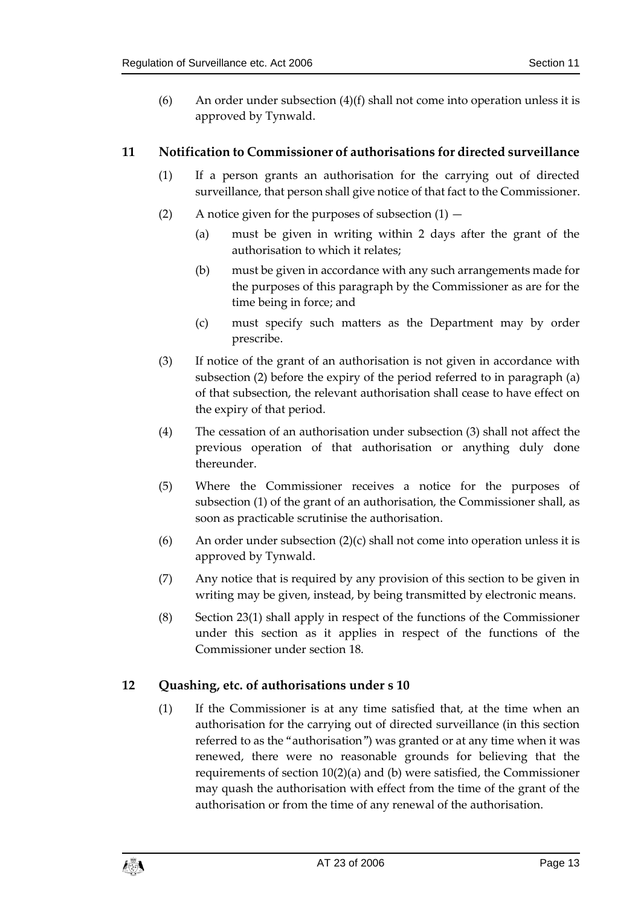(6) An order under subsection (4)(f) shall not come into operation unless it is approved by Tynwald.

## 11 Notification to Commissioner of authorisations for directed surveillance

(1) If a person grants an authorisation for the carrying out of directed surveillance, that person shall give notice of that fact to the Commissioner.

(2) A notice given for the purposes of subsection (1) —

(a) must be given in writing within 2 days after the grant of the authorisation to which it relates;

(b) must be given in accordance with any such arrangements made for the purposes of this paragraph by the Commissioner as are for the time being in force; and

(c) must specify such matters as the Department may by order prescribe.

(3) If notice of the grant of an authorisation is not given in accordance with subsection (2) before the expiry of the period referred to in paragraph (a) of that subsection, the relevant authorisation shall cease to have effect on the expiry of that period.

(4) The cessation of an authorisation under subsection (3) shall not affect the previous operation of that authorisation or anything duly done thereunder.

(5) Where the Commissioner receives a notice for the purposes of subsection (1) of the grant of an authorisation, the Commissioner shall, as soon as practicable scrutinise the authorisation.

(6) An order under subsection (2)(c) shall not come into operation unless it is approved by Tynwald.

(7) Any notice that is required by any provision of this section to be given in writing may be given, instead, by being transmitted by electronic means.

(8) Section 23(1) shall apply in respect of the functions of the Commissioner under this section as it applies in respect of the functions of the Commissioner under section 18.

## 12 Quashing, etc. of authorisations under s 10

(1) If the Commissioner is at any time satisfied that, at the time when an authorisation for the carrying out of directed surveillance (in this section referred to as the "authorisation") was granted or at any time when it was renewed, there were no reasonable grounds for believing that the requirements of section 10(2)(a) and (b) were satisfied, the Commissioner may quash the authorisation with effect from the time of the grant of the authorisation or from the time of any renewal of the authorisation.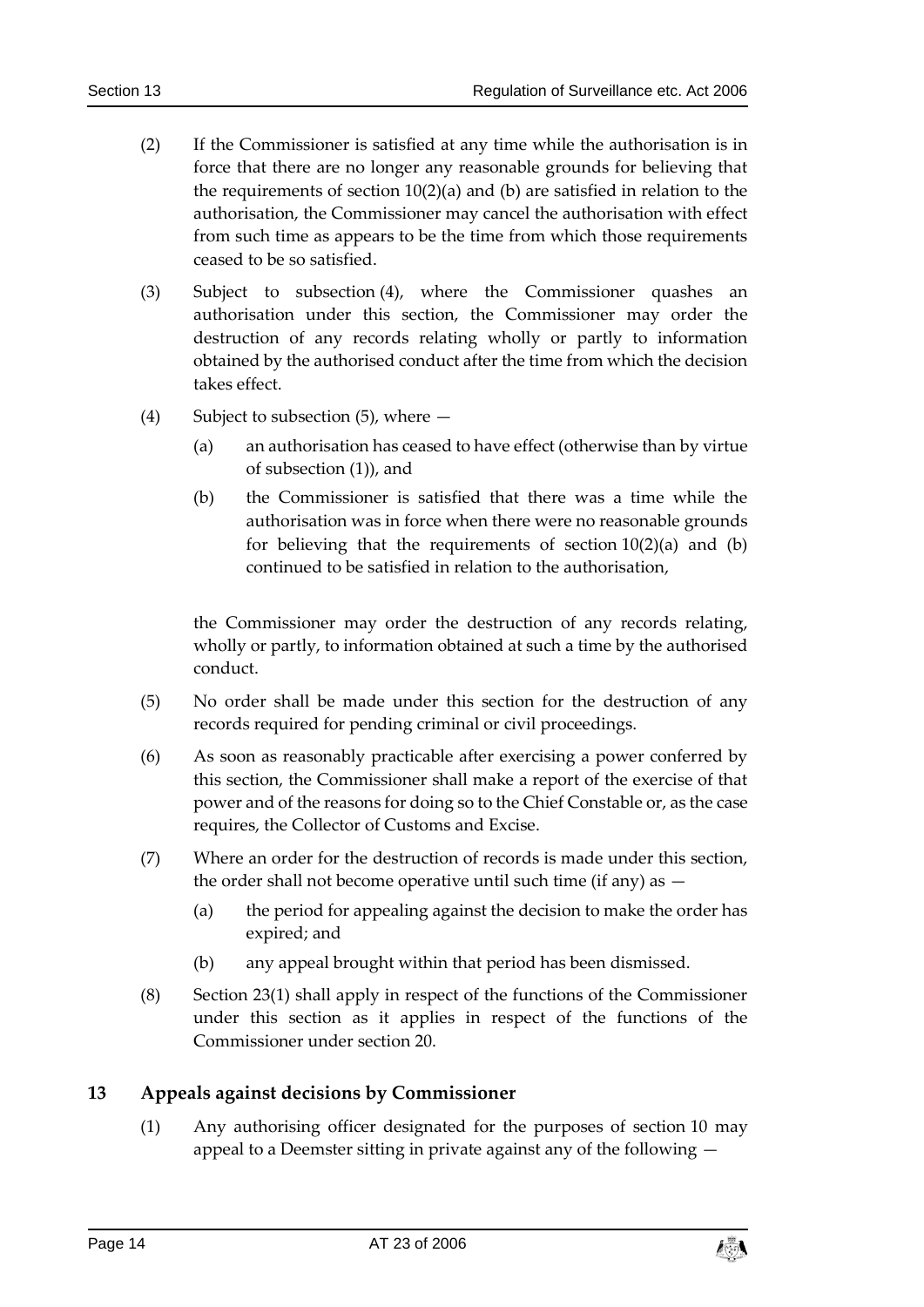(2) If the Commissioner is satisfied at any time while the authorisation is in force that there are no longer any reasonable grounds for believing that the requirements of section 10(2)(a) and (b) are satisfied in relation to the authorisation, the Commissioner may cancel the authorisation with effect from such time as appears to be the time from which those requirements ceased to be so satisfied.

(3) Subject to subsection (4), where the Commissioner quashes an authorisation under this section, the Commissioner may order the destruction of any records relating wholly or partly to information obtained by the authorised conduct after the time from which the decision takes effect.

(4) Subject to subsection (5), where —

(a) an authorisation has ceased to have effect (otherwise than by virtue of subsection (1)), and

(b) the Commissioner is satisfied that there was a time while the authorisation was in force when there were no reasonable grounds for believing that the requirements of section 10(2)(a) and (b) continued to be satisfied in relation to the authorisation,

the Commissioner may order the destruction of any records relating, wholly or partly, to information obtained at such a time by the authorised conduct.

(5) No order shall be made under this section for the destruction of any records required for pending criminal or civil proceedings.

(6) As soon as reasonably practicable after exercising a power conferred by this section, the Commissioner shall make a report of the exercise of that power and of the reasons for doing so to the Chief Constable or, as the case requires, the Collector of Customs and Excise.

(7) Where an order for the destruction of records is made under this section, the order shall not become operative until such time (if any) as —

(a) the period for appealing against the decision to make the order has expired; and

(b) any appeal brought within that period has been dismissed.

(8) Section 23(1) shall apply in respect of the functions of the Commissioner under this section as it applies in respect of the functions of the Commissioner under section 20.

## 13 Appeals against decisions by Commissioner

(1) Any authorising officer designated for the purposes of section 10 may appeal to a Deemster sitting in private against any of the following —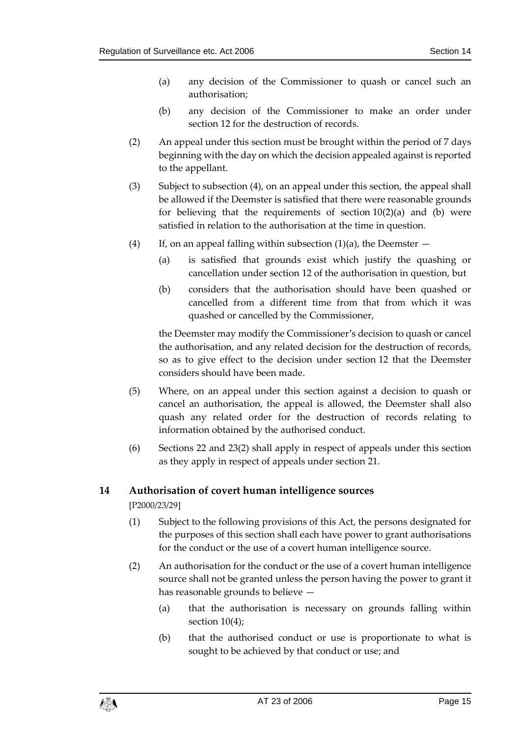(a) any decision of the Commissioner to quash or cancel such an authorisation;

(b) any decision of the Commissioner to make an order under section 12 for the destruction of records.

(2) An appeal under this section must be brought within the period of 7 days beginning with the day on which the decision appealed against is reported to the appellant.

(3) Subject to subsection (4), on an appeal under this section, the appeal shall be allowed if the Deemster is satisfied that there were reasonable grounds for believing that the requirements of section 10(2)(a) and (b) were satisfied in relation to the authorisation at the time in question.

(4) If, on an appeal falling within subsection (1)(a), the Deemster —

(a) is satisfied that grounds exist which justify the quashing or cancellation under section 12 of the authorisation in question, but

(b) considers that the authorisation should have been quashed or cancelled from a different time from that from which it was quashed or cancelled by the Commissioner,

the Deemster may modify the Commissioner's decision to quash or cancel the authorisation, and any related decision for the destruction of records, so as to give effect to the decision under section 12 that the Deemster considers should have been made.

(5) Where, on an appeal under this section against a decision to quash or cancel an authorisation, the appeal is allowed, the Deemster shall also quash any related order for the destruction of records relating to information obtained by the authorised conduct.

(6) Sections 22 and 23(2) shall apply in respect of appeals under this section as they apply in respect of appeals under section 21.

## 14 Authorisation of covert human intelligence sources

[P2000/23/29]

(1) Subject to the following provisions of this Act, the persons designated for the purposes of this section shall each have power to grant authorisations for the conduct or the use of a covert human intelligence source.

(2) An authorisation for the conduct or the use of a covert human intelligence source shall not be granted unless the person having the power to grant it has reasonable grounds to believe —

(a) that the authorisation is necessary on grounds falling within section 10(4);

(b) that the authorised conduct or use is proportionate to what is sought to be achieved by that conduct or use; and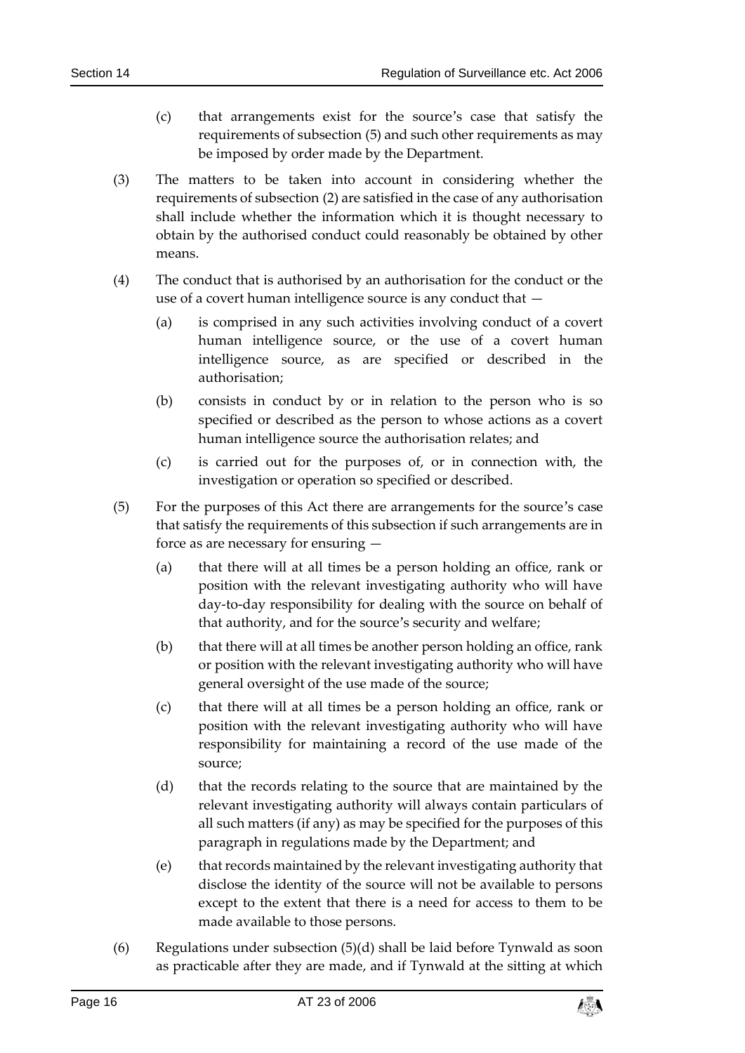(c) that arrangements exist for the source's case that satisfy the requirements of subsection (5) and such other requirements as may be imposed by order made by the Department.

(3) The matters to be taken into account in considering whether the requirements of subsection (2) are satisfied in the case of any authorisation shall include whether the information which it is thought necessary to obtain by the authorised conduct could reasonably be obtained by other means.

(4) The conduct that is authorised by an authorisation for the conduct or the use of a covert human intelligence source is any conduct that —

(a) is comprised in any such activities involving conduct of a covert human intelligence source, or the use of a covert human intelligence source, as are specified or described in the authorisation;

(b) consists in conduct by or in relation to the person who is so specified or described as the person to whose actions as a covert human intelligence source the authorisation relates; and

(c) is carried out for the purposes of, or in connection with, the investigation or operation so specified or described.

(5) For the purposes of this Act there are arrangements for the source's case that satisfy the requirements of this subsection if such arrangements are in force as are necessary for ensuring —

(a) that there will at all times be a person holding an office, rank or position with the relevant investigating authority who will have day-to-day responsibility for dealing with the source on behalf of that authority, and for the source's security and welfare;

(b) that there will at all times be another person holding an office, rank or position with the relevant investigating authority who will have general oversight of the use made of the source;

(c) that there will at all times be a person holding an office, rank or position with the relevant investigating authority who will have responsibility for maintaining a record of the use made of the source;

(d) that the records relating to the source that are maintained by the relevant investigating authority will always contain particulars of all such matters (if any) as may be specified for the purposes of this paragraph in regulations made by the Department; and

(e) that records maintained by the relevant investigating authority that disclose the identity of the source will not be available to persons except to the extent that there is a need for access to them to be made available to those persons.

(6) Regulations under subsection (5)(d) shall be laid before Tynwald as soon as practicable after they are made, and if Tynwald at the sitting at which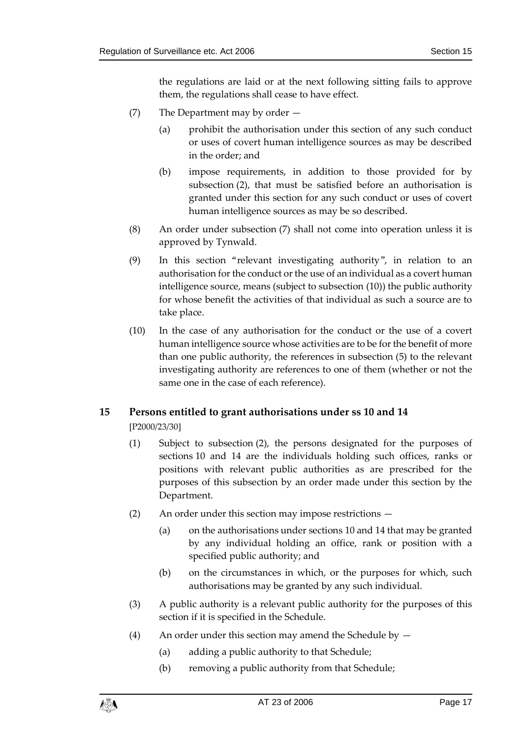the regulations are laid or at the next following sitting fails to approve them, the regulations shall cease to have effect.

(7) The Department may by order —

(a) prohibit the authorisation under this section of any such conduct or uses of covert human intelligence sources as may be described in the order; and

(b) impose requirements, in addition to those provided for by subsection (2), that must be satisfied before an authorisation is granted under this section for any such conduct or uses of covert human intelligence sources as may be so described.

(8) An order under subsection (7) shall not come into operation unless it is approved by Tynwald.

(9) In this section "relevant investigating authority", in relation to an authorisation for the conduct or the use of an individual as a covert human intelligence source, means (subject to subsection (10)) the public authority for whose benefit the activities of that individual as such a source are to take place.

(10) In the case of any authorisation for the conduct or the use of a covert human intelligence source whose activities are to be for the benefit of more than one public authority, the references in subsection (5) to the relevant investigating authority are references to one of them (whether or not the same one in the case of each reference).

## 15 Persons entitled to grant authorisations under ss 10 and 14

[P2000/23/30]

(1) Subject to subsection (2), the persons designated for the purposes of sections 10 and 14 are the individuals holding such offices, ranks or positions with relevant public authorities as are prescribed for the purposes of this subsection by an order made under this section by the Department.

(2) An order under this section may impose restrictions —

(a) on the authorisations under sections 10 and 14 that may be granted by any individual holding an office, rank or position with a specified public authority; and

(b) on the circumstances in which, or the purposes for which, such authorisations may be granted by any such individual.

(3) A public authority is a relevant public authority for the purposes of this section if it is specified in the Schedule.

(4) An order under this section may amend the Schedule by —

(a) adding a public authority to that Schedule;

(b) removing a public authority from that Schedule;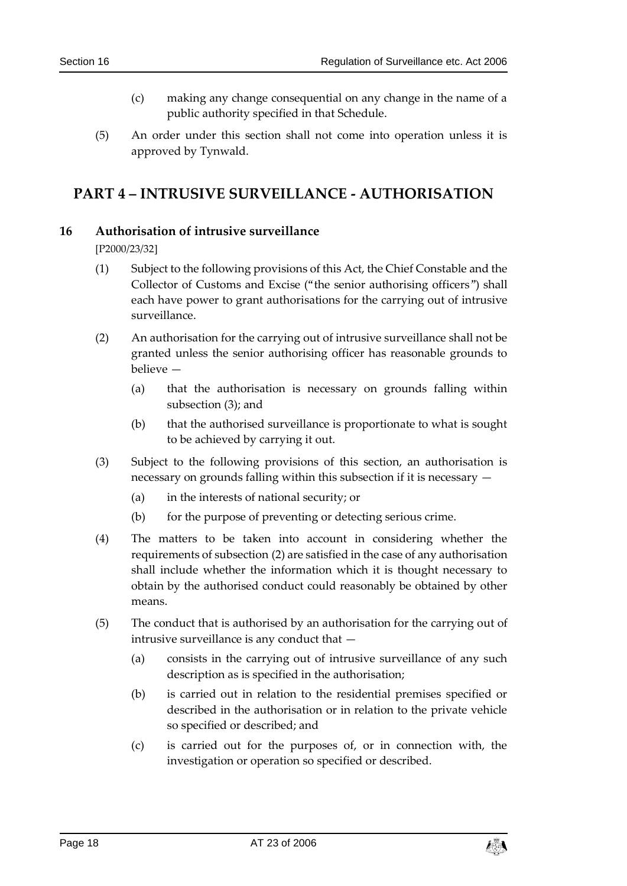(c) making any change consequential on any change in the name of a public authority specified in that Schedule.

(5) An order under this section shall not come into operation unless it is approved by Tynwald.

# PART 4 – INTRUSIVE SURVEILLANCE - AUTHORISATION

## 16 Authorisation of intrusive surveillance

[P2000/23/32]

(1) Subject to the following provisions of this Act, the Chief Constable and the Collector of Customs and Excise ("the senior authorising officers") shall each have power to grant authorisations for the carrying out of intrusive surveillance.

(2) An authorisation for the carrying out of intrusive surveillance shall not be granted unless the senior authorising officer has reasonable grounds to believe —

(a) that the authorisation is necessary on grounds falling within subsection (3); and

(b) that the authorised surveillance is proportionate to what is sought to be achieved by carrying it out.

(3) Subject to the following provisions of this section, an authorisation is necessary on grounds falling within this subsection if it is necessary —

(a) in the interests of national security; or

(b) for the purpose of preventing or detecting serious crime.

(4) The matters to be taken into account in considering whether the requirements of subsection (2) are satisfied in the case of any authorisation shall include whether the information which it is thought necessary to obtain by the authorised conduct could reasonably be obtained by other means.

(5) The conduct that is authorised by an authorisation for the carrying out of intrusive surveillance is any conduct that —

(a) consists in the carrying out of intrusive surveillance of any such description as is specified in the authorisation;

(b) is carried out in relation to the residential premises specified or described in the authorisation or in relation to the private vehicle so specified or described; and

(c) is carried out for the purposes of, or in connection with, the investigation or operation so specified or described.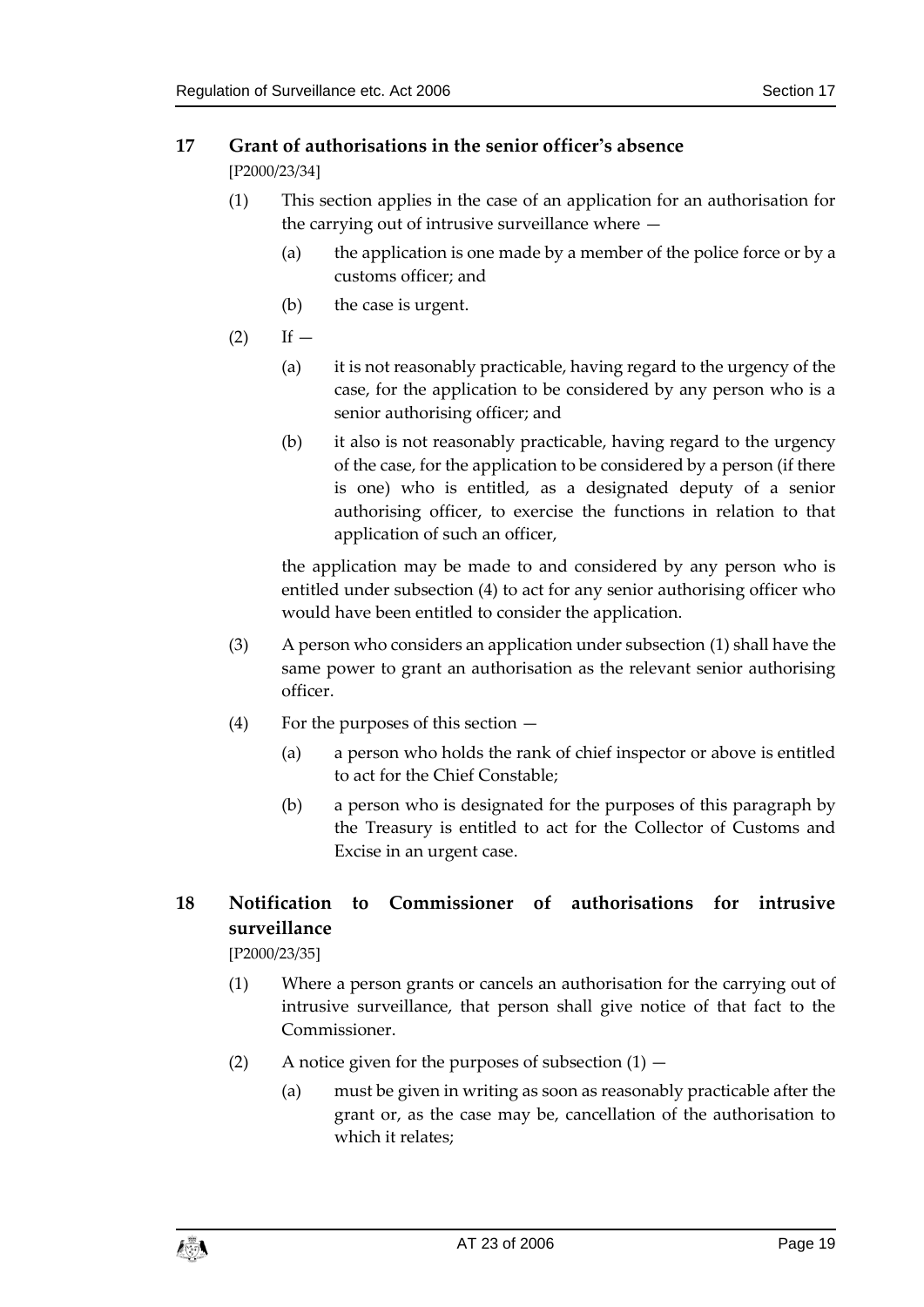## 17 Grant of authorisations in the senior officer's absence

[P2000/23/34]

(1) This section applies in the case of an application for an authorisation for the carrying out of intrusive surveillance where —

(a) the application is one made by a member of the police force or by a customs officer; and

(b) the case is urgent.

(2) If —

(a) it is not reasonably practicable, having regard to the urgency of the case, for the application to be considered by any person who is a senior authorising officer; and

(b) it also is not reasonably practicable, having regard to the urgency of the case, for the application to be considered by a person (if there is one) who is entitled, as a designated deputy of a senior authorising officer, to exercise the functions in relation to that application of such an officer,

the application may be made to and considered by any person who is entitled under subsection (4) to act for any senior authorising officer who would have been entitled to consider the application.

(3) A person who considers an application under subsection (1) shall have the same power to grant an authorisation as the relevant senior authorising officer.

(4) For the purposes of this section —

(a) a person who holds the rank of chief inspector or above is entitled to act for the Chief Constable;

(b) a person who is designated for the purposes of this paragraph by the Treasury is entitled to act for the Collector of Customs and Excise in an urgent case.

## 18 Notification to Commissioner of authorisations for intrusive surveillance

[P2000/23/35]

(1) Where a person grants or cancels an authorisation for the carrying out of intrusive surveillance, that person shall give notice of that fact to the Commissioner.

(2) A notice given for the purposes of subsection (1) —

(a) must be given in writing as soon as reasonably practicable after the grant or, as the case may be, cancellation of the authorisation to which it relates;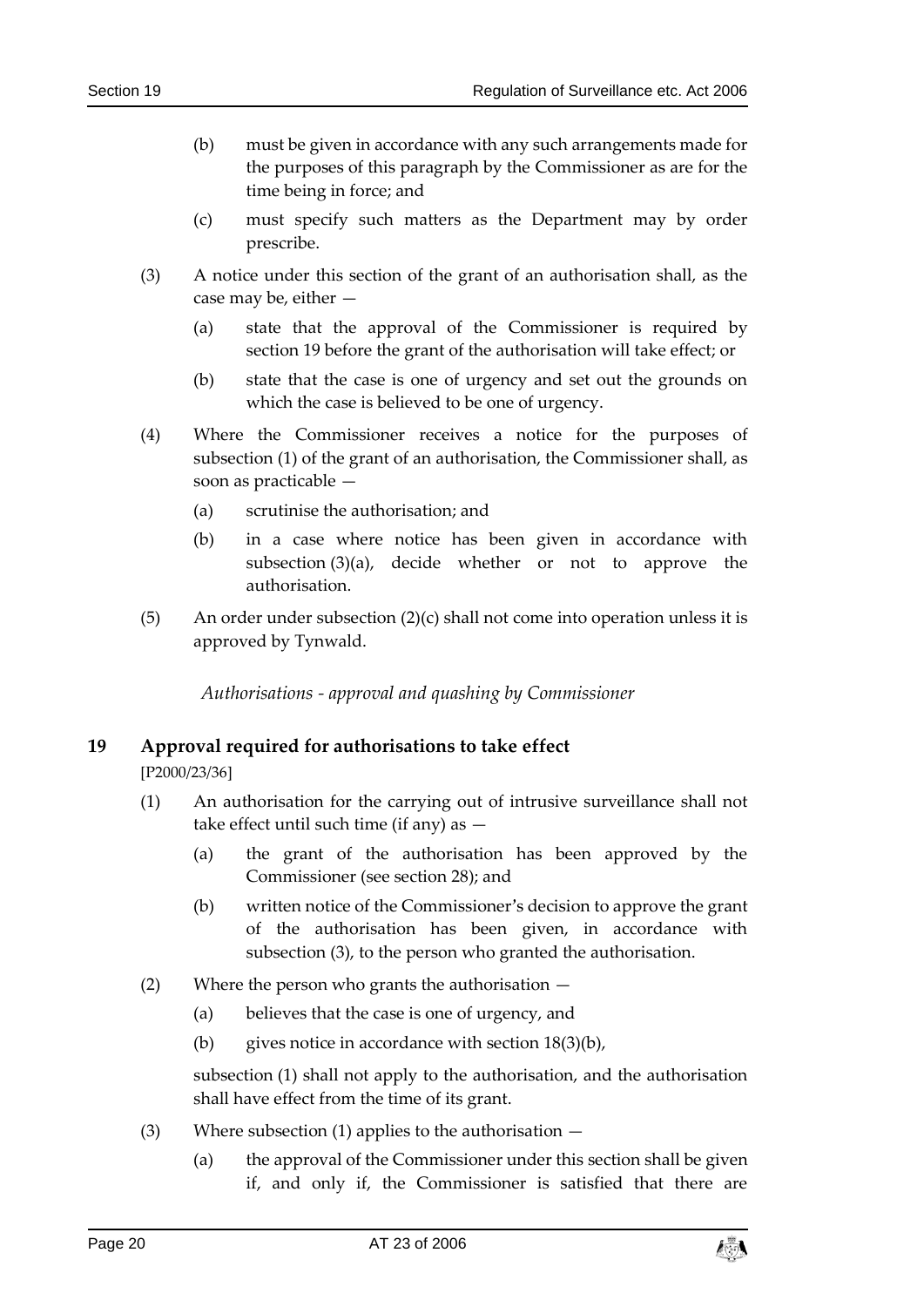(b) must be given in accordance with any such arrangements made for the purposes of this paragraph by the Commissioner as are for the time being in force; and

(c) must specify such matters as the Department may by order prescribe.

(3) A notice under this section of the grant of an authorisation shall, as the case may be, either —

(a) state that the approval of the Commissioner is required by section 19 before the grant of the authorisation will take effect; or

(b) state that the case is one of urgency and set out the grounds on which the case is believed to be one of urgency.

(4) Where the Commissioner receives a notice for the purposes of subsection (1) of the grant of an authorisation, the Commissioner shall, as soon as practicable —

(a) scrutinise the authorisation; and

(b) in a case where notice has been given in accordance with subsection (3)(a), decide whether or not to approve the authorisation.

(5) An order under subsection (2)(c) shall not come into operation unless it is approved by Tynwald.

*Authorisations - approval and quashing by Commissioner*

## 19 Approval required for authorisations to take effect

[P2000/23/36]

(1) An authorisation for the carrying out of intrusive surveillance shall not take effect until such time (if any) as —

(a) the grant of the authorisation has been approved by the Commissioner (see section 28); and

(b) written notice of the Commissioner's decision to approve the grant of the authorisation has been given, in accordance with subsection (3), to the person who granted the authorisation.

(2) Where the person who grants the authorisation —

(a) believes that the case is one of urgency, and

(b) gives notice in accordance with section 18(3)(b),

subsection (1) shall not apply to the authorisation, and the authorisation shall have effect from the time of its grant.

(3) Where subsection (1) applies to the authorisation —

(a) the approval of the Commissioner under this section shall be given if, and only if, the Commissioner is satisfied that there are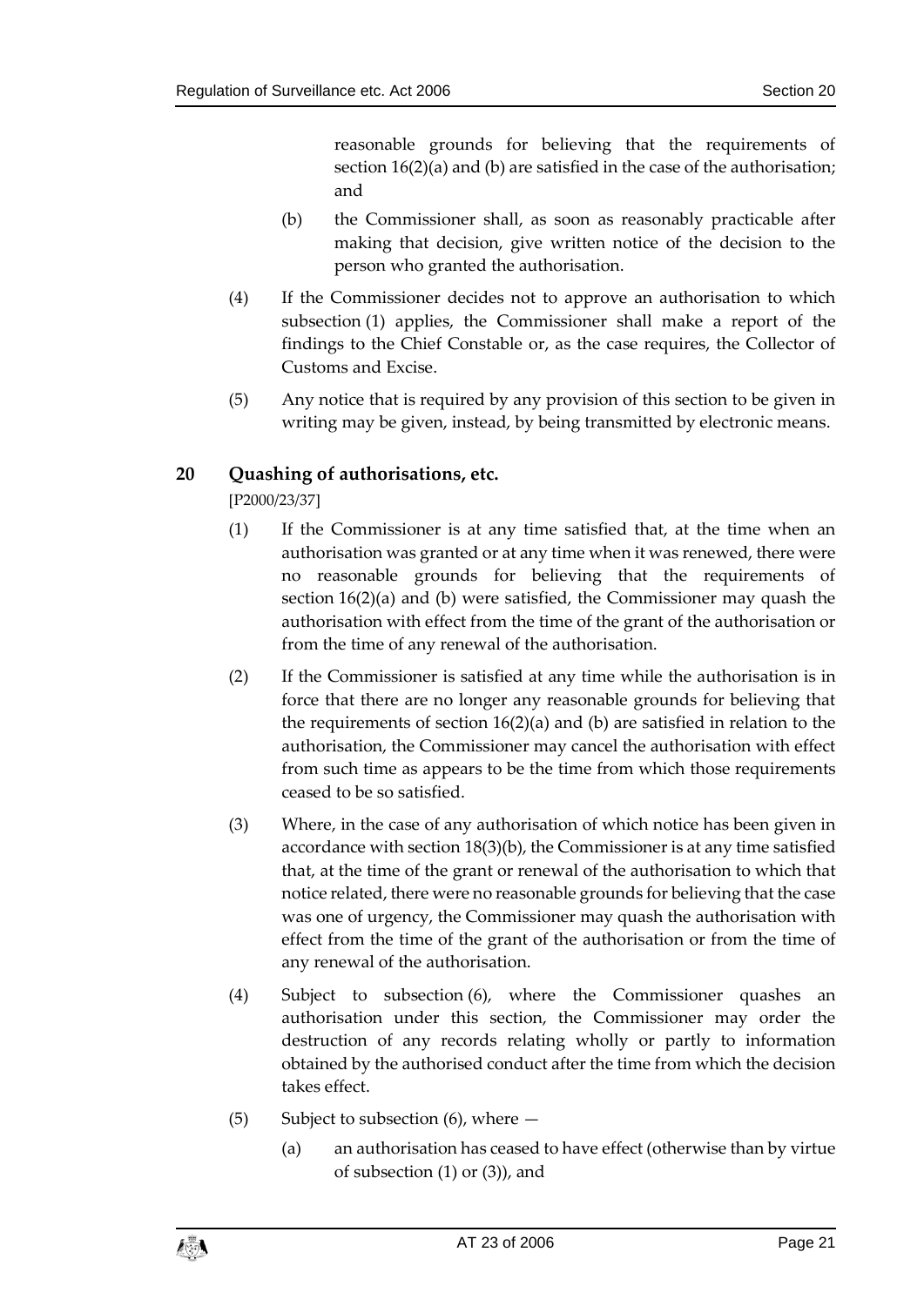reasonable grounds for believing that the requirements of section 16(2)(a) and (b) are satisfied in the case of the authorisation; and

(b) the Commissioner shall, as soon as reasonably practicable after making that decision, give written notice of the decision to the person who granted the authorisation.

(4) If the Commissioner decides not to approve an authorisation to which subsection (1) applies, the Commissioner shall make a report of the findings to the Chief Constable or, as the case requires, the Collector of Customs and Excise.

(5) Any notice that is required by any provision of this section to be given in writing may be given, instead, by being transmitted by electronic means.

## 20 Quashing of authorisations, etc.

[P2000/23/37]

(1) If the Commissioner is at any time satisfied that, at the time when an authorisation was granted or at any time when it was renewed, there were no reasonable grounds for believing that the requirements of section 16(2)(a) and (b) were satisfied, the Commissioner may quash the authorisation with effect from the time of the grant of the authorisation or from the time of any renewal of the authorisation.

(2) If the Commissioner is satisfied at any time while the authorisation is in force that there are no longer any reasonable grounds for believing that the requirements of section 16(2)(a) and (b) are satisfied in relation to the authorisation, the Commissioner may cancel the authorisation with effect from such time as appears to be the time from which those requirements ceased to be so satisfied.

(3) Where, in the case of any authorisation of which notice has been given in accordance with section 18(3)(b), the Commissioner is at any time satisfied that, at the time of the grant or renewal of the authorisation to which that notice related, there were no reasonable grounds for believing that the case was one of urgency, the Commissioner may quash the authorisation with effect from the time of the grant of the authorisation or from the time of any renewal of the authorisation.

(4) Subject to subsection (6), where the Commissioner quashes an authorisation under this section, the Commissioner may order the destruction of any records relating wholly or partly to information obtained by the authorised conduct after the time from which the decision takes effect.

(5) Subject to subsection (6), where —

(a) an authorisation has ceased to have effect (otherwise than by virtue of subsection (1) or (3)), and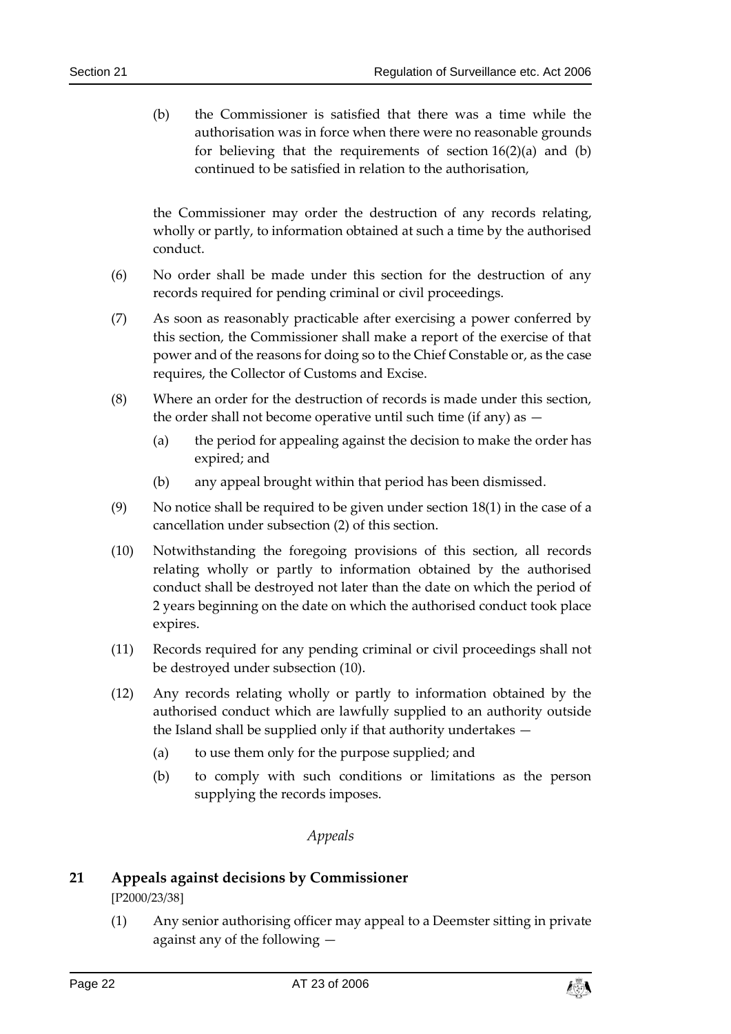(b) the Commissioner is satisfied that there was a time while the authorisation was in force when there were no reasonable grounds for believing that the requirements of section 16(2)(a) and (b) continued to be satisfied in relation to the authorisation,

the Commissioner may order the destruction of any records relating, wholly or partly, to information obtained at such a time by the authorised conduct.

(6) No order shall be made under this section for the destruction of any records required for pending criminal or civil proceedings.

(7) As soon as reasonably practicable after exercising a power conferred by this section, the Commissioner shall make a report of the exercise of that power and of the reasons for doing so to the Chief Constable or, as the case requires, the Collector of Customs and Excise.

(8) Where an order for the destruction of records is made under this section, the order shall not become operative until such time (if any) as —

(a) the period for appealing against the decision to make the order has expired; and

(b) any appeal brought within that period has been dismissed.

(9) No notice shall be required to be given under section 18(1) in the case of a cancellation under subsection (2) of this section.

(10) Notwithstanding the foregoing provisions of this section, all records relating wholly or partly to information obtained by the authorised conduct shall be destroyed not later than the date on which the period of 2 years beginning on the date on which the authorised conduct took place expires.

(11) Records required for any pending criminal or civil proceedings shall not be destroyed under subsection (10).

(12) Any records relating wholly or partly to information obtained by the authorised conduct which are lawfully supplied to an authority outside the Island shall be supplied only if that authority undertakes —

(a) to use them only for the purpose supplied; and

(b) to comply with such conditions or limitations as the person supplying the records imposes.

*Appeals*

## 21 Appeals against decisions by Commissioner

[P2000/23/38]

(1) Any senior authorising officer may appeal to a Deemster sitting in private against any of the following —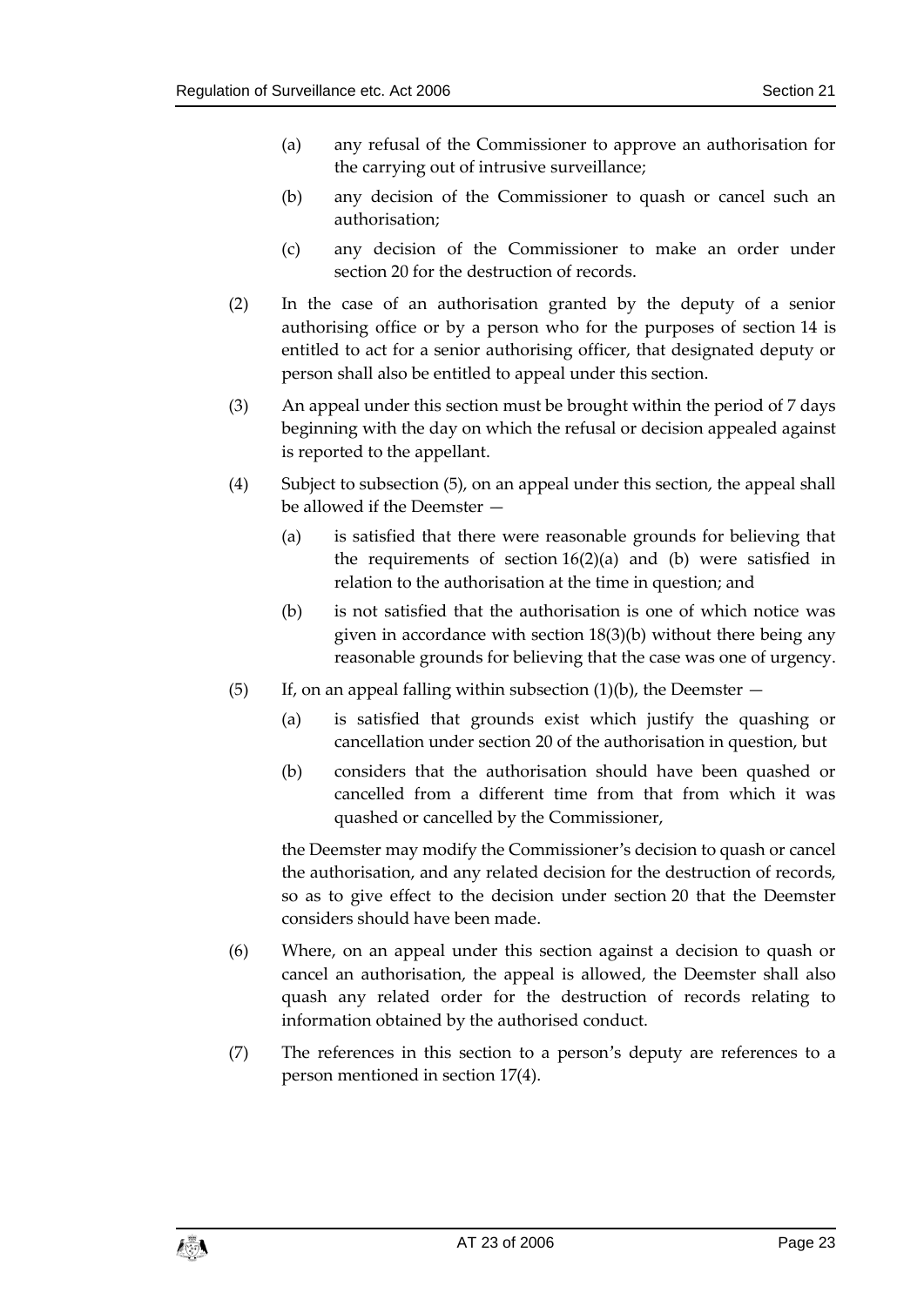(a) any refusal of the Commissioner to approve an authorisation for the carrying out of intrusive surveillance;

(b) any decision of the Commissioner to quash or cancel such an authorisation;

(c) any decision of the Commissioner to make an order under section 20 for the destruction of records.

(2) In the case of an authorisation granted by the deputy of a senior authorising office or by a person who for the purposes of section 14 is entitled to act for a senior authorising officer, that designated deputy or person shall also be entitled to appeal under this section.

(3) An appeal under this section must be brought within the period of 7 days beginning with the day on which the refusal or decision appealed against is reported to the appellant.

(4) Subject to subsection (5), on an appeal under this section, the appeal shall be allowed if the Deemster —

(a) is satisfied that there were reasonable grounds for believing that the requirements of section 16(2)(a) and (b) were satisfied in relation to the authorisation at the time in question; and

(b) is not satisfied that the authorisation is one of which notice was given in accordance with section 18(3)(b) without there being any reasonable grounds for believing that the case was one of urgency.

(5) If, on an appeal falling within subsection (1)(b), the Deemster —

(a) is satisfied that grounds exist which justify the quashing or cancellation under section 20 of the authorisation in question, but

(b) considers that the authorisation should have been quashed or cancelled from a different time from that from which it was quashed or cancelled by the Commissioner,

the Deemster may modify the Commissioner's decision to quash or cancel the authorisation, and any related decision for the destruction of records, so as to give effect to the decision under section 20 that the Deemster considers should have been made.

(6) Where, on an appeal under this section against a decision to quash or cancel an authorisation, the appeal is allowed, the Deemster shall also quash any related order for the destruction of records relating to information obtained by the authorised conduct.

(7) The references in this section to a person's deputy are references to a person mentioned in section 17(4).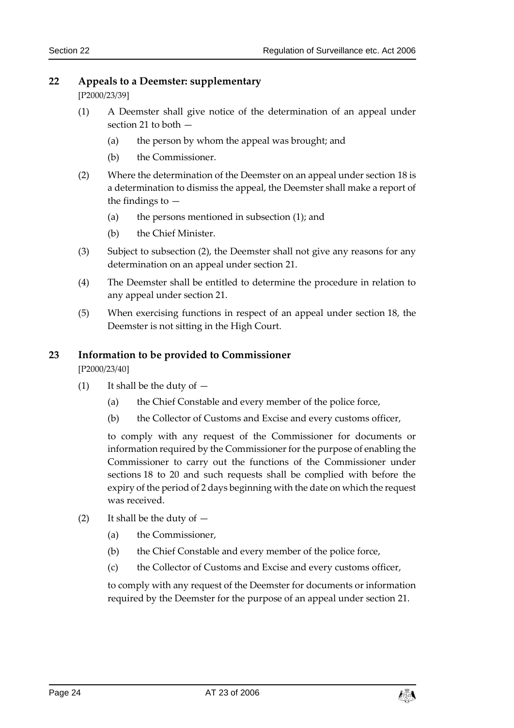## 22 Appeals to a Deemster: supplementary

[P2000/23/39]

(1) A Deemster shall give notice of the determination of an appeal under section 21 to both —

(a) the person by whom the appeal was brought; and

(b) the Commissioner.

(2) Where the determination of the Deemster on an appeal under section 18 is a determination to dismiss the appeal, the Deemster shall make a report of the findings to —

(a) the persons mentioned in subsection (1); and

(b) the Chief Minister.

(3) Subject to subsection (2), the Deemster shall not give any reasons for any determination on an appeal under section 21.

(4) The Deemster shall be entitled to determine the procedure in relation to any appeal under section 21.

(5) When exercising functions in respect of an appeal under section 18, the Deemster is not sitting in the High Court.

## 23 Information to be provided to Commissioner

[P2000/23/40]

(1) It shall be the duty of —

(a) the Chief Constable and every member of the police force,

(b) the Collector of Customs and Excise and every customs officer,

to comply with any request of the Commissioner for documents or information required by the Commissioner for the purpose of enabling the Commissioner to carry out the functions of the Commissioner under sections 18 to 20 and such requests shall be complied with before the expiry of the period of 2 days beginning with the date on which the request was received.

(2) It shall be the duty of —

(a) the Commissioner,

(b) the Chief Constable and every member of the police force,

(c) the Collector of Customs and Excise and every customs officer,

to comply with any request of the Deemster for documents or information required by the Deemster for the purpose of an appeal under section 21.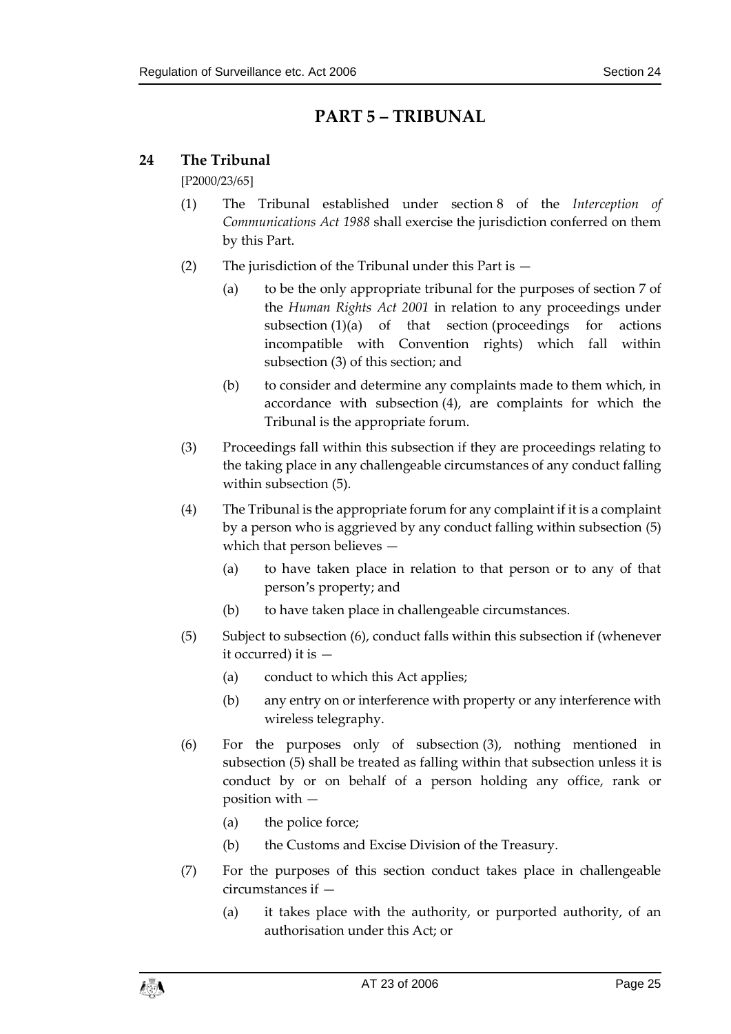# PART 5 – TRIBUNAL

## 24 The Tribunal

[P2000/23/65]

(1) The Tribunal established under section 8 of the *Interception of Communications Act 1988* shall exercise the jurisdiction conferred on them by this Part.

(2) The jurisdiction of the Tribunal under this Part is —

(a) to be the only appropriate tribunal for the purposes of section 7 of the *Human Rights Act 2001* in relation to any proceedings under subsection (1)(a) of that section (proceedings for actions incompatible with Convention rights) which fall within subsection (3) of this section; and

(b) to consider and determine any complaints made to them which, in accordance with subsection (4), are complaints for which the Tribunal is the appropriate forum.

(3) Proceedings fall within this subsection if they are proceedings relating to the taking place in any challengeable circumstances of any conduct falling within subsection (5).

(4) The Tribunal is the appropriate forum for any complaint if it is a complaint by a person who is aggrieved by any conduct falling within subsection (5) which that person believes —

(a) to have taken place in relation to that person or to any of that person's property; and

(b) to have taken place in challengeable circumstances.

(5) Subject to subsection (6), conduct falls within this subsection if (whenever it occurred) it is —

(a) conduct to which this Act applies;

(b) any entry on or interference with property or any interference with wireless telegraphy.

(6) For the purposes only of subsection (3), nothing mentioned in subsection (5) shall be treated as falling within that subsection unless it is conduct by or on behalf of a person holding any office, rank or position with —

(a) the police force;

(b) the Customs and Excise Division of the Treasury.

(7) For the purposes of this section conduct takes place in challengeable circumstances if —

(a) it takes place with the authority, or purported authority, of an authorisation under this Act; or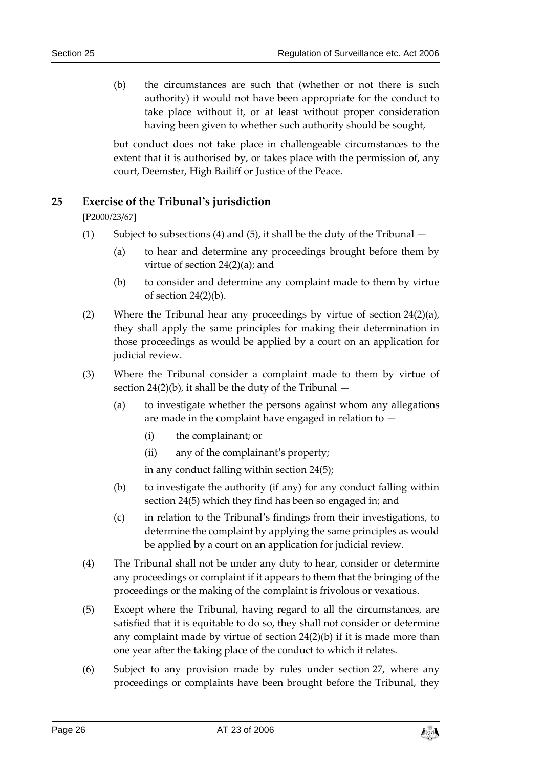(b) the circumstances are such that (whether or not there is such authority) it would not have been appropriate for the conduct to take place without it, or at least without proper consideration having been given to whether such authority should be sought,

but conduct does not take place in challengeable circumstances to the extent that it is authorised by, or takes place with the permission of, any court, Deemster, High Bailiff or Justice of the Peace.

## 25 Exercise of the Tribunal's jurisdiction

[P2000/23/67]

(1) Subject to subsections (4) and (5), it shall be the duty of the Tribunal —

(a) to hear and determine any proceedings brought before them by virtue of section 24(2)(a); and

(b) to consider and determine any complaint made to them by virtue of section 24(2)(b).

(2) Where the Tribunal hear any proceedings by virtue of section 24(2)(a), they shall apply the same principles for making their determination in those proceedings as would be applied by a court on an application for judicial review.

(3) Where the Tribunal consider a complaint made to them by virtue of section 24(2)(b), it shall be the duty of the Tribunal —

(a) to investigate whether the persons against whom any allegations are made in the complaint have engaged in relation to —

(i) the complainant; or

(ii) any of the complainant's property;

in any conduct falling within section 24(5);

(b) to investigate the authority (if any) for any conduct falling within section 24(5) which they find has been so engaged in; and

(c) in relation to the Tribunal's findings from their investigations, to determine the complaint by applying the same principles as would be applied by a court on an application for judicial review.

(4) The Tribunal shall not be under any duty to hear, consider or determine any proceedings or complaint if it appears to them that the bringing of the proceedings or the making of the complaint is frivolous or vexatious.

(5) Except where the Tribunal, having regard to all the circumstances, are satisfied that it is equitable to do so, they shall not consider or determine any complaint made by virtue of section 24(2)(b) if it is made more than one year after the taking place of the conduct to which it relates.

(6) Subject to any provision made by rules under section 27, where any proceedings or complaints have been brought before the Tribunal, they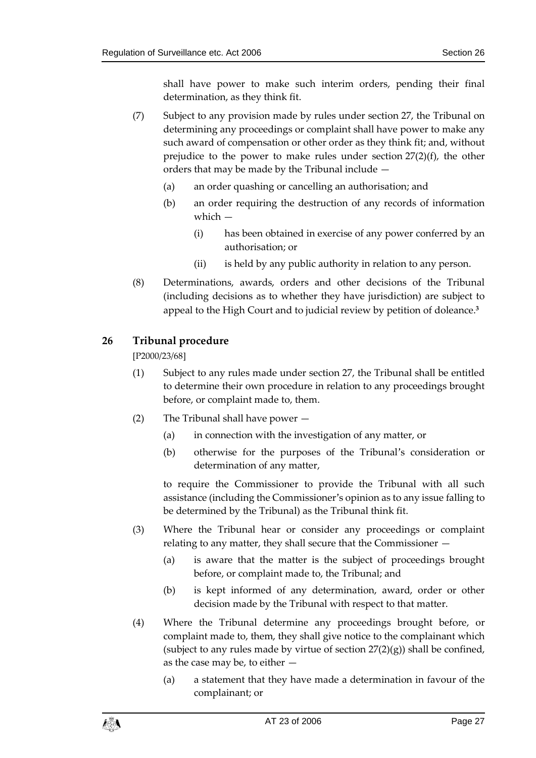shall have power to make such interim orders, pending their final determination, as they think fit.

(7) Subject to any provision made by rules under section 27, the Tribunal on determining any proceedings or complaint shall have power to make any such award of compensation or other order as they think fit; and, without prejudice to the power to make rules under section 27(2)(f), the other orders that may be made by the Tribunal include —

(a) an order quashing or cancelling an authorisation; and

(b) an order requiring the destruction of any records of information which —

(i) has been obtained in exercise of any power conferred by an authorisation; or

(ii) is held by any public authority in relation to any person.

(8) Determinations, awards, orders and other decisions of the Tribunal (including decisions as to whether they have jurisdiction) are subject to appeal to the High Court and to judicial review by petition of doleance.[3]

## 26 Tribunal procedure

[P2000/23/68]

(1) Subject to any rules made under section 27, the Tribunal shall be entitled to determine their own procedure in relation to any proceedings brought before, or complaint made to, them.

(2) The Tribunal shall have power —

(a) in connection with the investigation of any matter, or

(b) otherwise for the purposes of the Tribunal's consideration or determination of any matter,

to require the Commissioner to provide the Tribunal with all such assistance (including the Commissioner's opinion as to any issue falling to be determined by the Tribunal) as the Tribunal think fit.

(3) Where the Tribunal hear or consider any proceedings or complaint relating to any matter, they shall secure that the Commissioner —

(a) is aware that the matter is the subject of proceedings brought before, or complaint made to, the Tribunal; and

(b) is kept informed of any determination, award, order or other decision made by the Tribunal with respect to that matter.

(4) Where the Tribunal determine any proceedings brought before, or complaint made to, them, they shall give notice to the complainant which (subject to any rules made by virtue of section 27(2)(g)) shall be confined, as the case may be, to either —

(a) a statement that they have made a determination in favour of the complainant; or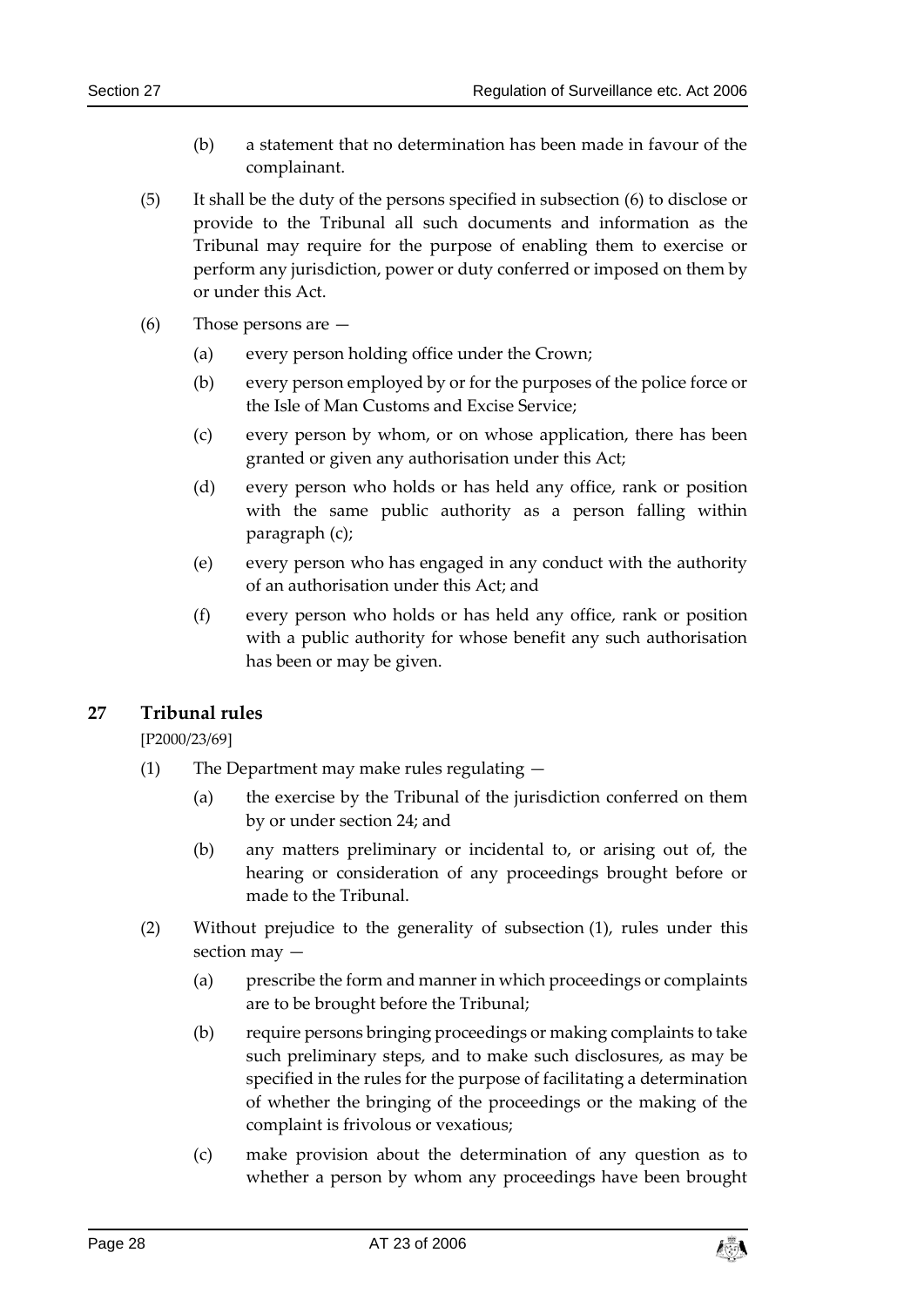(b) a statement that no determination has been made in favour of the complainant.

(5) It shall be the duty of the persons specified in subsection (6) to disclose or provide to the Tribunal all such documents and information as the Tribunal may require for the purpose of enabling them to exercise or perform any jurisdiction, power or duty conferred or imposed on them by or under this Act.

(6) Those persons are —

(a) every person holding office under the Crown;

(b) every person employed by or for the purposes of the police force or the Isle of Man Customs and Excise Service;

(c) every person by whom, or on whose application, there has been granted or given any authorisation under this Act;

(d) every person who holds or has held any office, rank or position with the same public authority as a person falling within paragraph (c);

(e) every person who has engaged in any conduct with the authority of an authorisation under this Act; and

(f) every person who holds or has held any office, rank or position with a public authority for whose benefit any such authorisation has been or may be given.

## 27 Tribunal rules

[P2000/23/69]

(1) The Department may make rules regulating —

(a) the exercise by the Tribunal of the jurisdiction conferred on them by or under section 24; and

(b) any matters preliminary or incidental to, or arising out of, the hearing or consideration of any proceedings brought before or made to the Tribunal.

(2) Without prejudice to the generality of subsection (1), rules under this section may —

(a) prescribe the form and manner in which proceedings or complaints are to be brought before the Tribunal;

(b) require persons bringing proceedings or making complaints to take such preliminary steps, and to make such disclosures, as may be specified in the rules for the purpose of facilitating a determination of whether the bringing of the proceedings or the making of the complaint is frivolous or vexatious;

(c) make provision about the determination of any question as to whether a person by whom any proceedings have been brought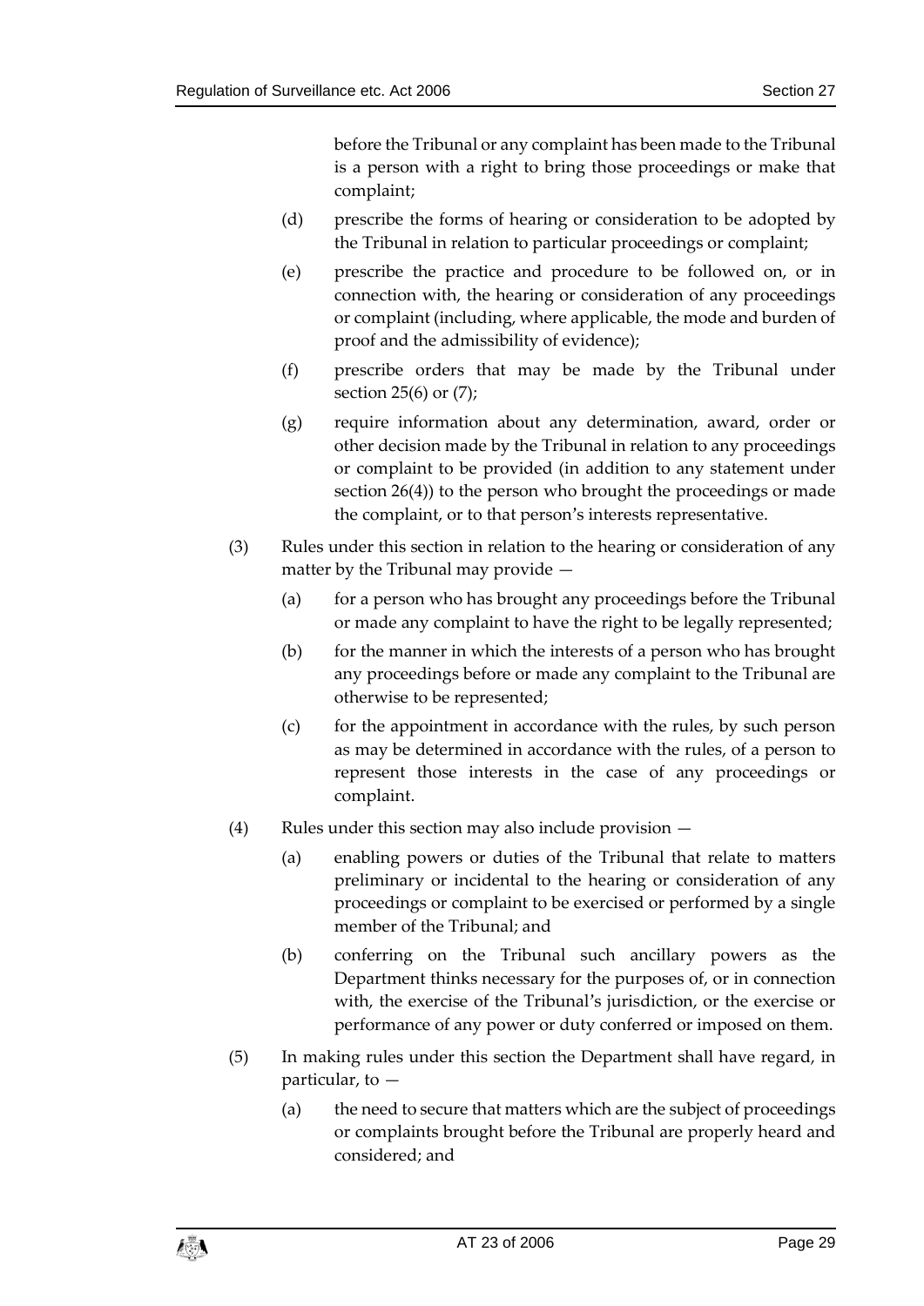before the Tribunal or any complaint has been made to the Tribunal is a person with a right to bring those proceedings or make that complaint;

(d) prescribe the forms of hearing or consideration to be adopted by the Tribunal in relation to particular proceedings or complaint;

(e) prescribe the practice and procedure to be followed on, or in connection with, the hearing or consideration of any proceedings or complaint (including, where applicable, the mode and burden of proof and the admissibility of evidence);

(f) prescribe orders that may be made by the Tribunal under section 25(6) or (7);

(g) require information about any determination, award, order or other decision made by the Tribunal in relation to any proceedings or complaint to be provided (in addition to any statement under section 26(4)) to the person who brought the proceedings or made the complaint, or to that person's interests representative.

(3) Rules under this section in relation to the hearing or consideration of any matter by the Tribunal may provide —

(a) for a person who has brought any proceedings before the Tribunal or made any complaint to have the right to be legally represented;

(b) for the manner in which the interests of a person who has brought any proceedings before or made any complaint to the Tribunal are otherwise to be represented;

(c) for the appointment in accordance with the rules, by such person as may be determined in accordance with the rules, of a person to represent those interests in the case of any proceedings or complaint.

(4) Rules under this section may also include provision —

(a) enabling powers or duties of the Tribunal that relate to matters preliminary or incidental to the hearing or consideration of any proceedings or complaint to be exercised or performed by a single member of the Tribunal; and

(b) conferring on the Tribunal such ancillary powers as the Department thinks necessary for the purposes of, or in connection with, the exercise of the Tribunal's jurisdiction, or the exercise or performance of any power or duty conferred or imposed on them.

(5) In making rules under this section the Department shall have regard, in particular, to —

(a) the need to secure that matters which are the subject of proceedings or complaints brought before the Tribunal are properly heard and considered; and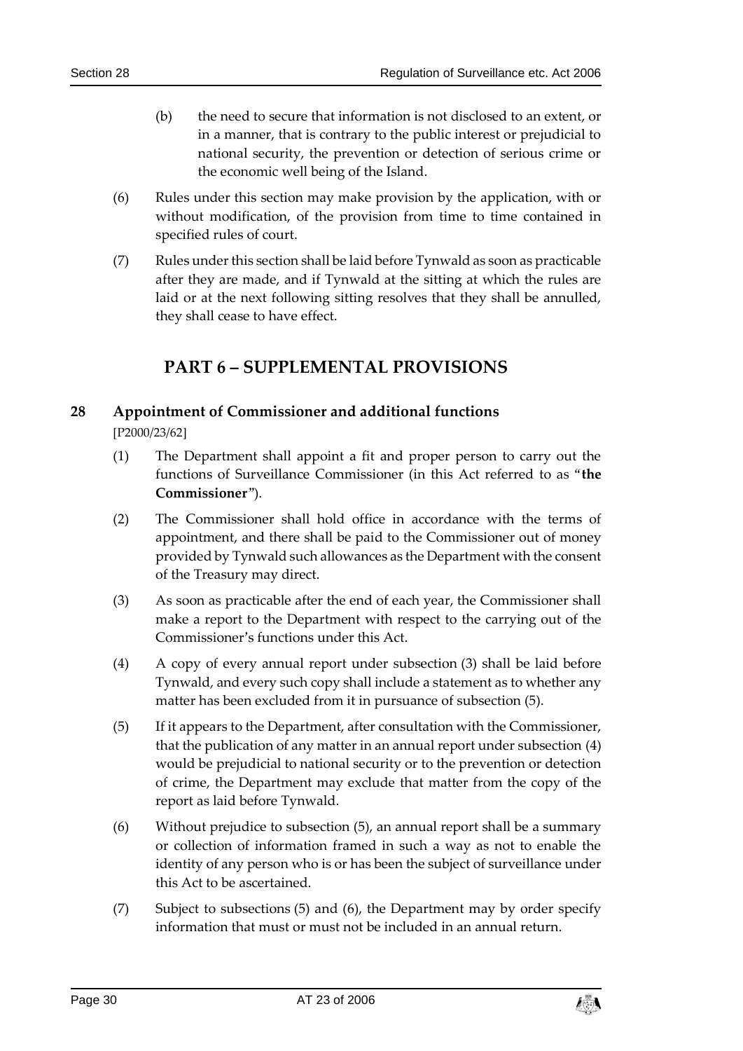(b) the need to secure that information is not disclosed to an extent, or in a manner, that is contrary to the public interest or prejudicial to national security, the prevention or detection of serious crime or the economic well being of the Island.

(6) Rules under this section may make provision by the application, with or without modification, of the provision from time to time contained in specified rules of court.

(7) Rules under this section shall be laid before Tynwald as soon as practicable after they are made, and if Tynwald at the sitting at which the rules are laid or at the next following sitting resolves that they shall be annulled, they shall cease to have effect.

# PART 6 – SUPPLEMENTAL PROVISIONS

## 28 Appointment of Commissioner and additional functions

[P2000/23/62]

(1) The Department shall appoint a fit and proper person to carry out the functions of Surveillance Commissioner (in this Act referred to as "**the Commissioner**").

(2) The Commissioner shall hold office in accordance with the terms of appointment, and there shall be paid to the Commissioner out of money provided by Tynwald such allowances as the Department with the consent of the Treasury may direct.

(3) As soon as practicable after the end of each year, the Commissioner shall make a report to the Department with respect to the carrying out of the Commissioner's functions under this Act.

(4) A copy of every annual report under subsection (3) shall be laid before Tynwald, and every such copy shall include a statement as to whether any matter has been excluded from it in pursuance of subsection (5).

(5) If it appears to the Department, after consultation with the Commissioner, that the publication of any matter in an annual report under subsection (4) would be prejudicial to national security or to the prevention or detection of crime, the Department may exclude that matter from the copy of the report as laid before Tynwald.

(6) Without prejudice to subsection (5), an annual report shall be a summary or collection of information framed in such a way as not to enable the identity of any person who is or has been the subject of surveillance under this Act to be ascertained.

(7) Subject to subsections (5) and (6), the Department may by order specify information that must or must not be included in an annual return.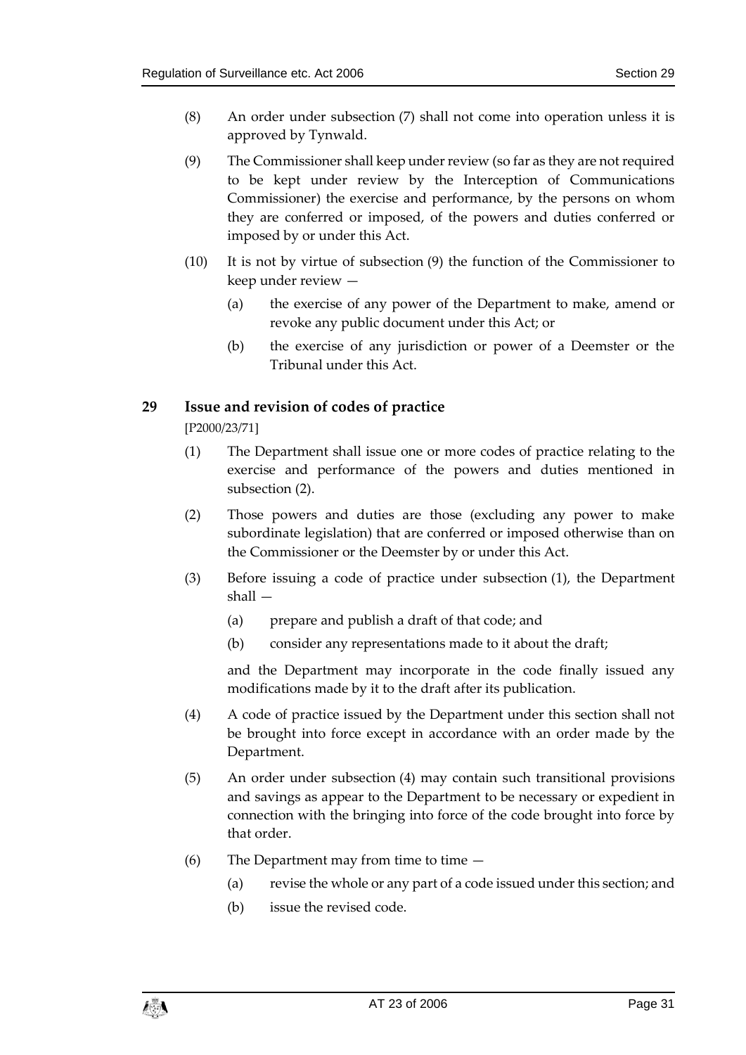(8) An order under subsection (7) shall not come into operation unless it is approved by Tynwald.

(9) The Commissioner shall keep under review (so far as they are not required to be kept under review by the Interception of Communications Commissioner) the exercise and performance, by the persons on whom they are conferred or imposed, of the powers and duties conferred or imposed by or under this Act.

(10) It is not by virtue of subsection (9) the function of the Commissioner to keep under review —

(a) the exercise of any power of the Department to make, amend or revoke any public document under this Act; or

(b) the exercise of any jurisdiction or power of a Deemster or the Tribunal under this Act.

## 29 Issue and revision of codes of practice

[P2000/23/71]

(1) The Department shall issue one or more codes of practice relating to the exercise and performance of the powers and duties mentioned in subsection (2).

(2) Those powers and duties are those (excluding any power to make subordinate legislation) that are conferred or imposed otherwise than on the Commissioner or the Deemster by or under this Act.

(3) Before issuing a code of practice under subsection (1), the Department shall —

(a) prepare and publish a draft of that code; and

(b) consider any representations made to it about the draft;

and the Department may incorporate in the code finally issued any modifications made by it to the draft after its publication.

(4) A code of practice issued by the Department under this section shall not be brought into force except in accordance with an order made by the Department.

(5) An order under subsection (4) may contain such transitional provisions and savings as appear to the Department to be necessary or expedient in connection with the bringing into force of the code brought into force by that order.

(6) The Department may from time to time —

(a) revise the whole or any part of a code issued under this section; and

(b) issue the revised code.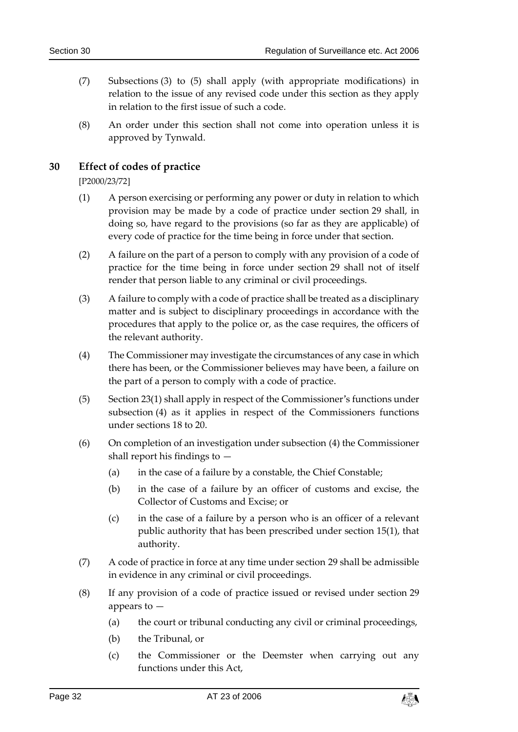(7) Subsections (3) to (5) shall apply (with appropriate modifications) in relation to the issue of any revised code under this section as they apply in relation to the first issue of such a code.

(8) An order under this section shall not come into operation unless it is approved by Tynwald.

## 30 Effect of codes of practice

[P2000/23/72]

(1) A person exercising or performing any power or duty in relation to which provision may be made by a code of practice under section 29 shall, in doing so, have regard to the provisions (so far as they are applicable) of every code of practice for the time being in force under that section.

(2) A failure on the part of a person to comply with any provision of a code of practice for the time being in force under section 29 shall not of itself render that person liable to any criminal or civil proceedings.

(3) A failure to comply with a code of practice shall be treated as a disciplinary matter and is subject to disciplinary proceedings in accordance with the procedures that apply to the police or, as the case requires, the officers of the relevant authority.

(4) The Commissioner may investigate the circumstances of any case in which there has been, or the Commissioner believes may have been, a failure on the part of a person to comply with a code of practice.

(5) Section 23(1) shall apply in respect of the Commissioner's functions under subsection (4) as it applies in respect of the Commissioners functions under sections 18 to 20.

(6) On completion of an investigation under subsection (4) the Commissioner shall report his findings to —

(a) in the case of a failure by a constable, the Chief Constable;

(b) in the case of a failure by an officer of customs and excise, the Collector of Customs and Excise; or

(c) in the case of a failure by a person who is an officer of a relevant public authority that has been prescribed under section 15(1), that authority.

(7) A code of practice in force at any time under section 29 shall be admissible in evidence in any criminal or civil proceedings.

(8) If any provision of a code of practice issued or revised under section 29 appears to —

(a) the court or tribunal conducting any civil or criminal proceedings,

(b) the Tribunal, or

(c) the Commissioner or the Deemster when carrying out any functions under this Act,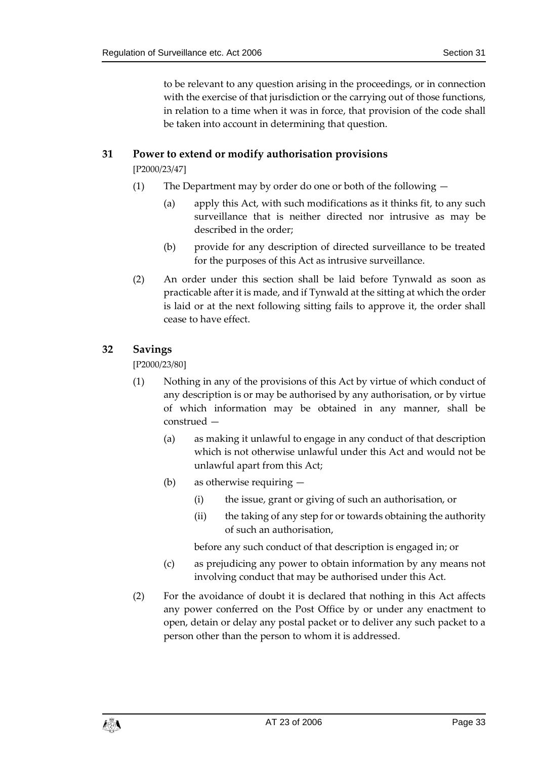to be relevant to any question arising in the proceedings, or in connection with the exercise of that jurisdiction or the carrying out of those functions, in relation to a time when it was in force, that provision of the code shall be taken into account in determining that question.

## 31 Power to extend or modify authorisation provisions

[P2000/23/47]

(1) The Department may by order do one or both of the following —

(a) apply this Act, with such modifications as it thinks fit, to any such surveillance that is neither directed nor intrusive as may be described in the order;

(b) provide for any description of directed surveillance to be treated for the purposes of this Act as intrusive surveillance.

(2) An order under this section shall be laid before Tynwald as soon as practicable after it is made, and if Tynwald at the sitting at which the order is laid or at the next following sitting fails to approve it, the order shall cease to have effect.

## 32 Savings

[P2000/23/80]

(1) Nothing in any of the provisions of this Act by virtue of which conduct of any description is or may be authorised by any authorisation, or by virtue of which information may be obtained in any manner, shall be construed —

(a) as making it unlawful to engage in any conduct of that description which is not otherwise unlawful under this Act and would not be unlawful apart from this Act;

(b) as otherwise requiring —

(i) the issue, grant or giving of such an authorisation, or

(ii) the taking of any step for or towards obtaining the authority of such an authorisation,

before any such conduct of that description is engaged in; or

(c) as prejudicing any power to obtain information by any means not involving conduct that may be authorised under this Act.

(2) For the avoidance of doubt it is declared that nothing in this Act affects any power conferred on the Post Office by or under any enactment to open, detain or delay any postal packet or to deliver any such packet to a person other than the person to whom it is addressed.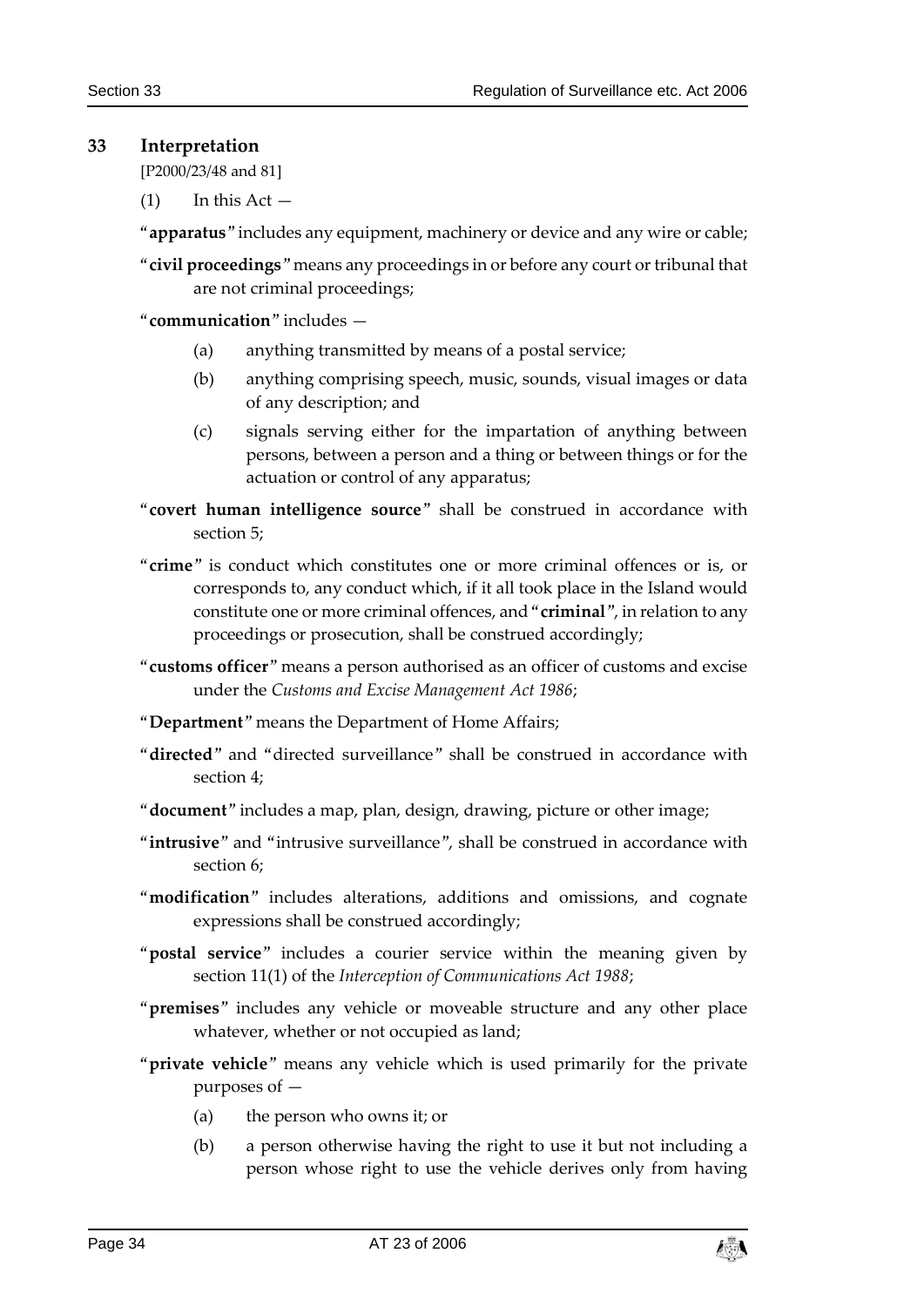## 33 Interpretation

[P2000/23/48 and 81]

(1) In this Act —

"**apparatus**" includes any equipment, machinery or device and any wire or cable;

"**civil proceedings**" means any proceedings in or before any court or tribunal that are not criminal proceedings;

"**communication**" includes —

(a) anything transmitted by means of a postal service;

(b) anything comprising speech, music, sounds, visual images or data of any description; and

(c) signals serving either for the impartation of anything between persons, between a person and a thing or between things or for the actuation or control of any apparatus;

"**covert human intelligence source**" shall be construed in accordance with section 5;

"**crime**" is conduct which constitutes one or more criminal offences or is, or corresponds to, any conduct which, if it all took place in the Island would constitute one or more criminal offences, and "**criminal**", in relation to any proceedings or prosecution, shall be construed accordingly;

"**customs officer**" means a person authorised as an officer of customs and excise under the *Customs and Excise Management Act 1986*;

"**Department**" means the Department of Home Affairs;

"**directed**" and "directed surveillance" shall be construed in accordance with section 4;

"**document**" includes a map, plan, design, drawing, picture or other image;

"**intrusive**" and "intrusive surveillance", shall be construed in accordance with section 6;

"**modification**" includes alterations, additions and omissions, and cognate expressions shall be construed accordingly;

"**postal service**" includes a courier service within the meaning given by section 11(1) of the *Interception of Communications Act 1988*;

"**premises**" includes any vehicle or moveable structure and any other place whatever, whether or not occupied as land;

"**private vehicle**" means any vehicle which is used primarily for the private purposes of —

(a) the person who owns it; or

(b) a person otherwise having the right to use it but not including a person whose right to use the vehicle derives only from having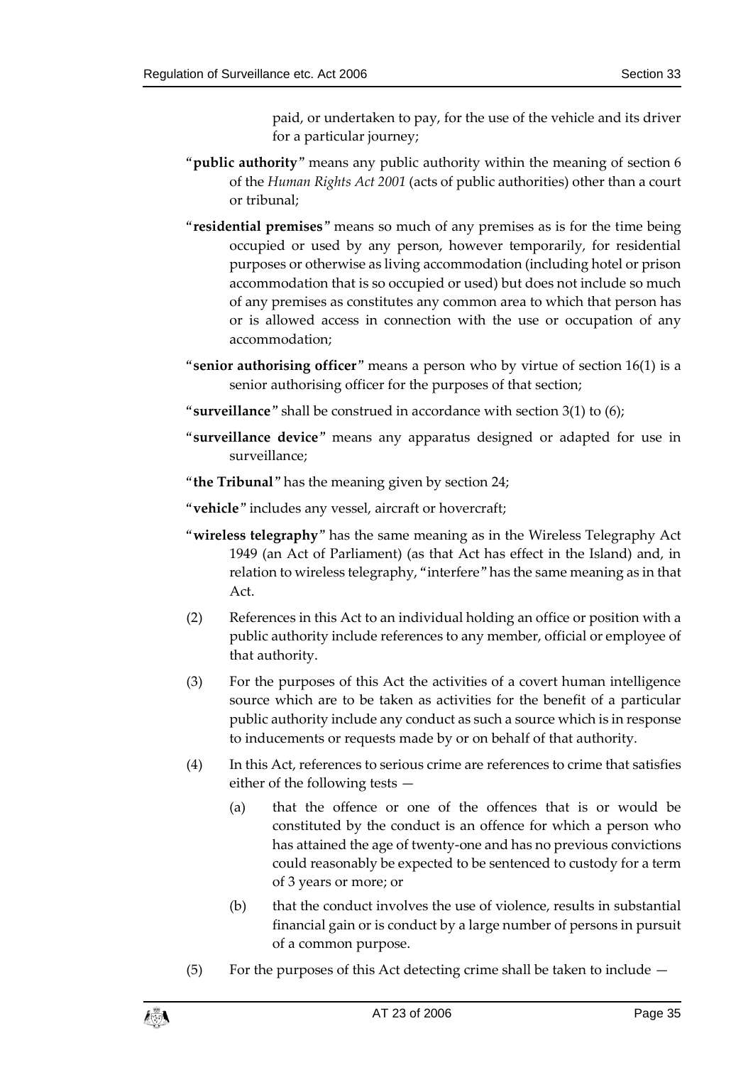paid, or undertaken to pay, for the use of the vehicle and its driver for a particular journey;

"**public authority**" means any public authority within the meaning of section 6 of the *Human Rights Act 2001* (acts of public authorities) other than a court or tribunal;

"**residential premises**" means so much of any premises as is for the time being occupied or used by any person, however temporarily, for residential purposes or otherwise as living accommodation (including hotel or prison accommodation that is so occupied or used) but does not include so much of any premises as constitutes any common area to which that person has or is allowed access in connection with the use or occupation of any accommodation;

"**senior authorising officer**" means a person who by virtue of section 16(1) is a senior authorising officer for the purposes of that section;

"**surveillance**" shall be construed in accordance with section 3(1) to (6);

"**surveillance device**" means any apparatus designed or adapted for use in surveillance;

"**the Tribunal**" has the meaning given by section 24;

"**vehicle**" includes any vessel, aircraft or hovercraft;

"**wireless telegraphy**" has the same meaning as in the Wireless Telegraphy Act 1949 (an Act of Parliament) (as that Act has effect in the Island) and, in relation to wireless telegraphy, "interfere" has the same meaning as in that Act.

(2) References in this Act to an individual holding an office or position with a public authority include references to any member, official or employee of that authority.

(3) For the purposes of this Act the activities of a covert human intelligence source which are to be taken as activities for the benefit of a particular public authority include any conduct as such a source which is in response to inducements or requests made by or on behalf of that authority.

(4) In this Act, references to serious crime are references to crime that satisfies either of the following tests —

(a) that the offence or one of the offences that is or would be constituted by the conduct is an offence for which a person who has attained the age of twenty-one and has no previous convictions could reasonably be expected to be sentenced to custody for a term of 3 years or more; or

(b) that the conduct involves the use of violence, results in substantial financial gain or is conduct by a large number of persons in pursuit of a common purpose.

(5) For the purposes of this Act detecting crime shall be taken to include —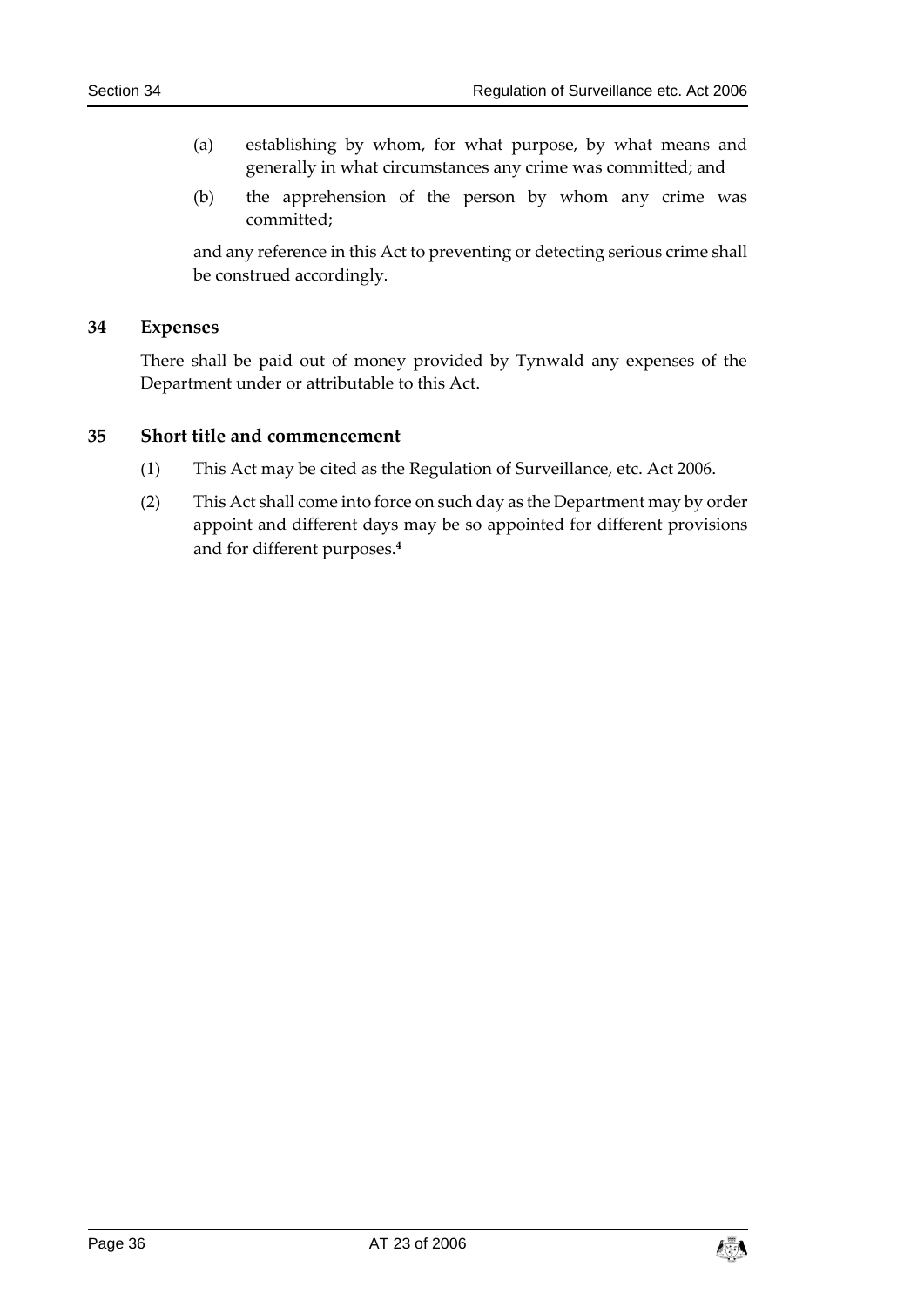(a) establishing by whom, for what purpose, by what means and generally in what circumstances any crime was committed; and

(b) the apprehension of the person by whom any crime was committed;

and any reference in this Act to preventing or detecting serious crime shall be construed accordingly.

## 34 Expenses

There shall be paid out of money provided by Tynwald any expenses of the Department under or attributable to this Act.

## 35 Short title and commencement

(1) This Act may be cited as the Regulation of Surveillance, etc. Act 2006.

(2) This Act shall come into force on such day as the Department may by order appoint and different days may be so appointed for different provisions and for different purposes.[4]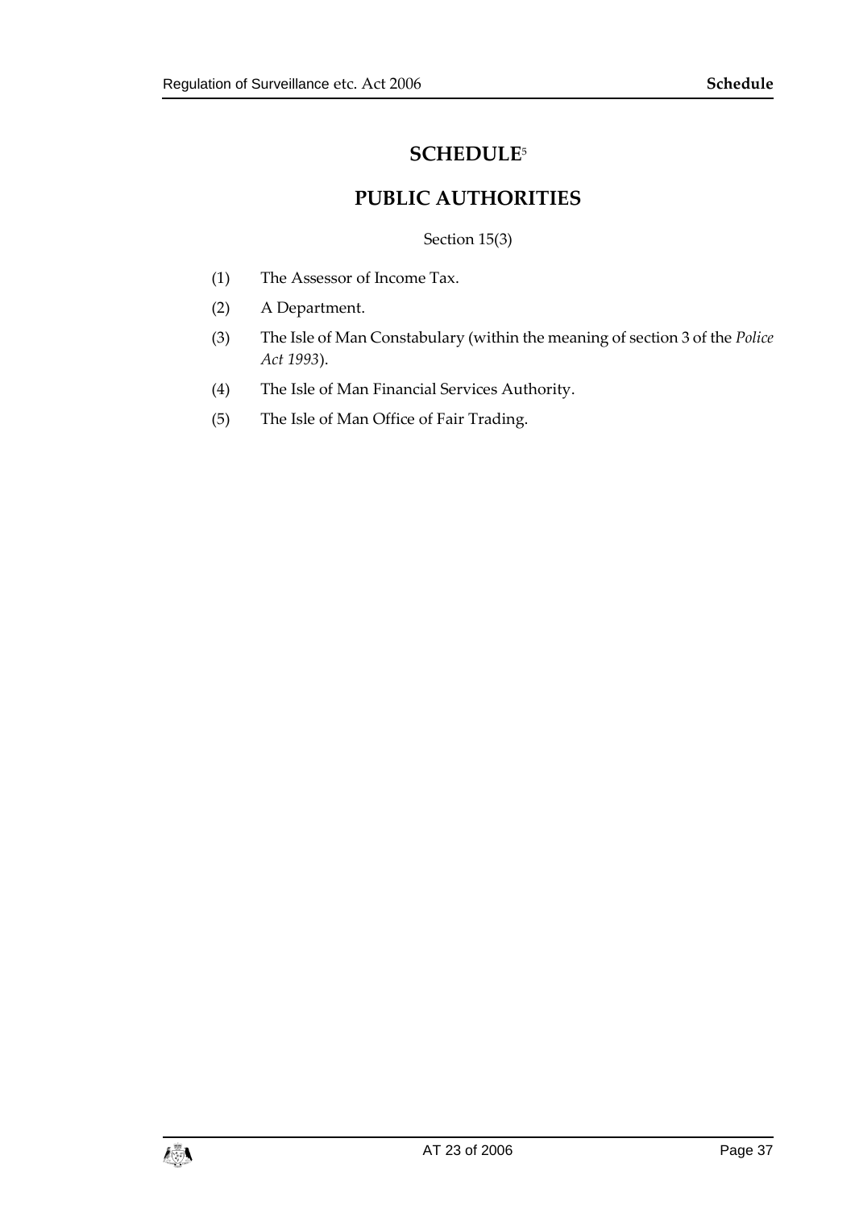# SCHEDULE[5]

## PUBLIC AUTHORITIES

Section 15(3)

(1) The Assessor of Income Tax.

(2) A Department.

(3) The Isle of Man Constabulary (within the meaning of section 3 of the *Police Act 1993*).

(4) The Isle of Man Financial Services Authority.

(5) The Isle of Man Office of Fair Trading.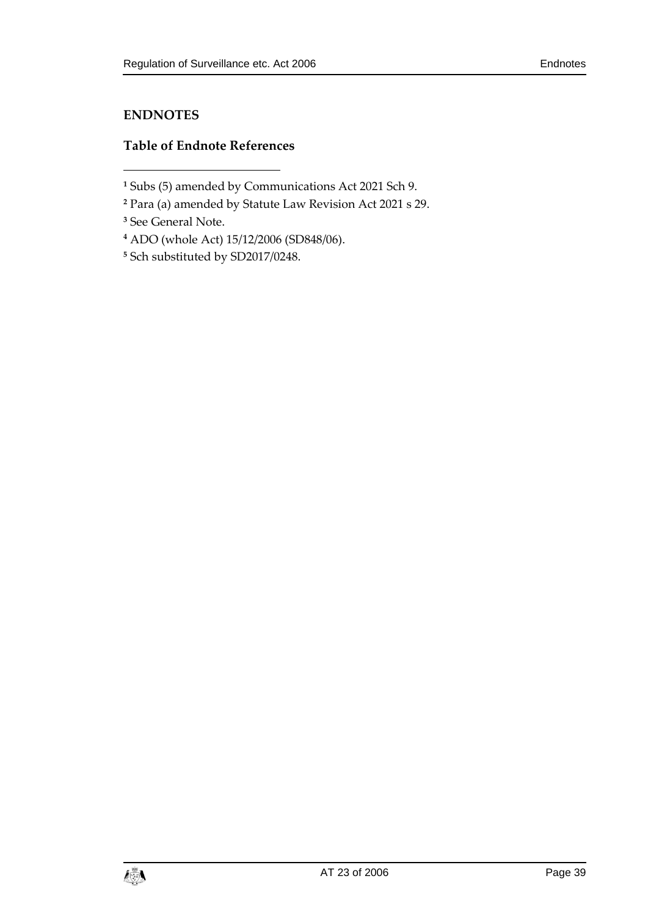## ENDNOTES

### Table of Endnote References

[1] Subs (5) amended by Communications Act 2021 Sch 9.

[2] Para (a) amended by Statute Law Revision Act 2021 s 29.

[3] See General Note.

[4] ADO (whole Act) 15/12/2006 (SD848/06).

[5] Sch substituted by SD2017/0248.